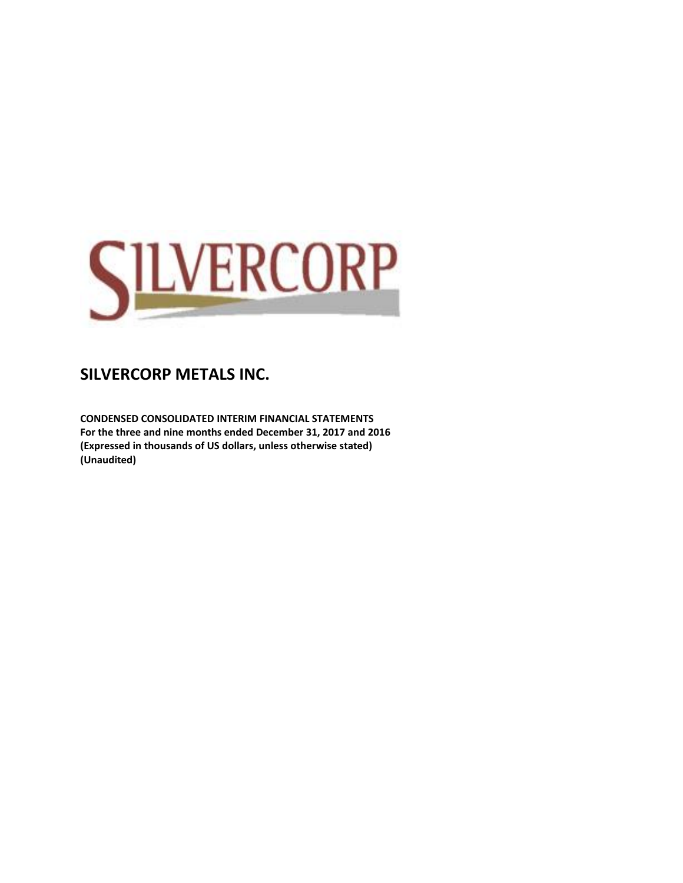SILVERCORP

# SILVERCORP METALS INC.

**CONDENSED CONSOLIDATED INTERIM FINANCIAL STATEMENTS**
**For the three and nine months ended December 31, 2017 and 2016**
**(Expressed in thousands of US dollars, unless otherwise stated)**
**(Unaudited)**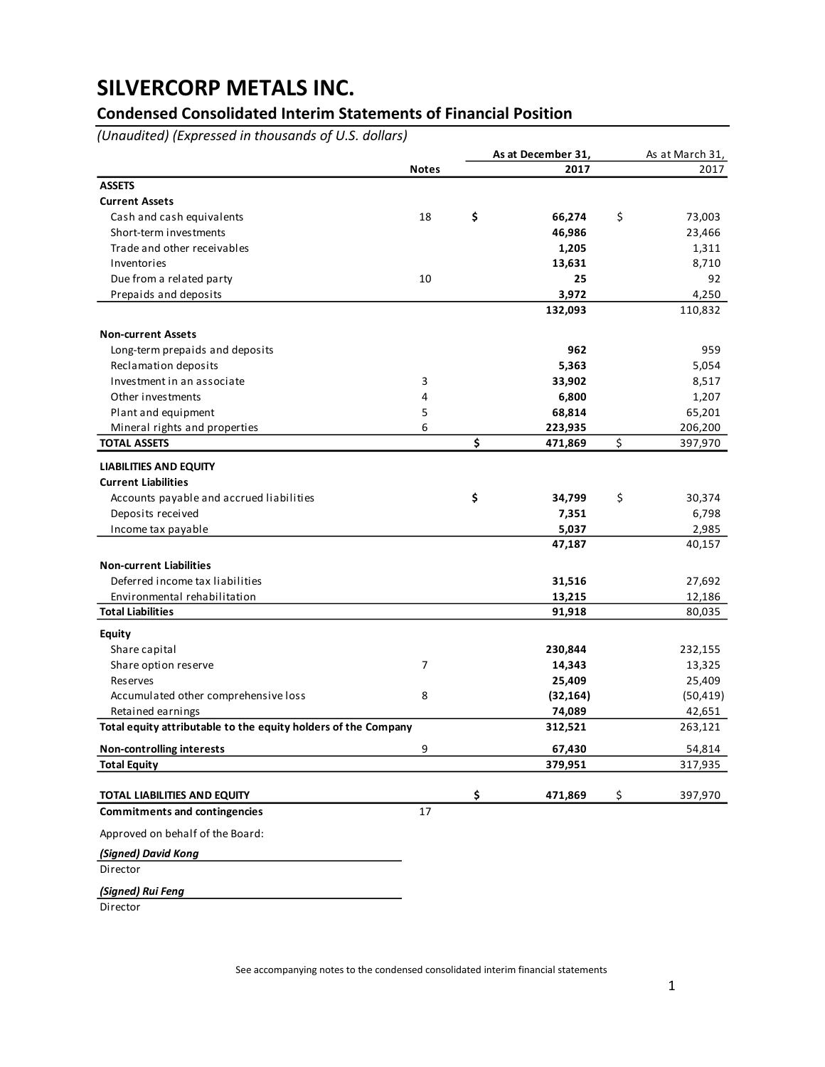# SILVERCORP METALS INC.

## Condensed Consolidated Interim Statements of Financial Position

*(Unaudited) (Expressed in thousands of U.S. dollars)*

| | Notes | As at December 31, 2017 | As at March 31, 2017 |
|---|---|---|---|
| **ASSETS** | | | |
| **Current Assets** | | | |
| Cash and cash equivalents | 18 | **$ 66,274** | $ 73,003 |
| Short-term investments | | **46,986** | 23,466 |
| Trade and other receivables | | **1,205** | 1,311 |
| Inventories | | **13,631** | 8,710 |
| Due from a related party | 10 | **25** | 92 |
| Prepaids and deposits | | **3,972** | 4,250 |
| | | **132,093** | 110,832 |
| **Non-current Assets** | | | |
| Long-term prepaids and deposits | | **962** | 959 |
| Reclamation deposits | | **5,363** | 5,054 |
| Investment in an associate | 3 | **33,902** | 8,517 |
| Other investments | 4 | **6,800** | 1,207 |
| Plant and equipment | 5 | **68,814** | 65,201 |
| Mineral rights and properties | 6 | **223,935** | 206,200 |
| **TOTAL ASSETS** | | **$ 471,869** | $ 397,970 |
| **LIABILITIES AND EQUITY** | | | |
| **Current Liabilities** | | | |
| Accounts payable and accrued liabilities | | **$ 34,799** | $ 30,374 |
| Deposits received | | **7,351** | 6,798 |
| Income tax payable | | **5,037** | 2,985 |
| | | **47,187** | 40,157 |
| **Non-current Liabilities** | | | |
| Deferred income tax liabilities | | **31,516** | 27,692 |
| Environmental rehabilitation | | **13,215** | 12,186 |
| **Total Liabilities** | | **91,918** | 80,035 |
| **Equity** | | | |
| Share capital | | **230,844** | 232,155 |
| Share option reserve | 7 | **14,343** | 13,325 |
| Reserves | | **25,409** | 25,409 |
| Accumulated other comprehensive loss | 8 | **(32,164)** | (50,419) |
| Retained earnings | | **74,089** | 42,651 |
| **Total equity attributable to the equity holders of the Company** | | **312,521** | 263,121 |
| **Non-controlling interests** | 9 | **67,430** | 54,814 |
| **Total Equity** | | **379,951** | 317,935 |
| **TOTAL LIABILITIES AND EQUITY** | | **$ 471,869** | $ 397,970 |
| **Commitments and contingencies** | 17 | | |

Approved on behalf of the Board:

***(Signed) David Kong***

Director

***(Signed) Rui Feng***

Director

See accompanying notes to the condensed consolidated interim financial statements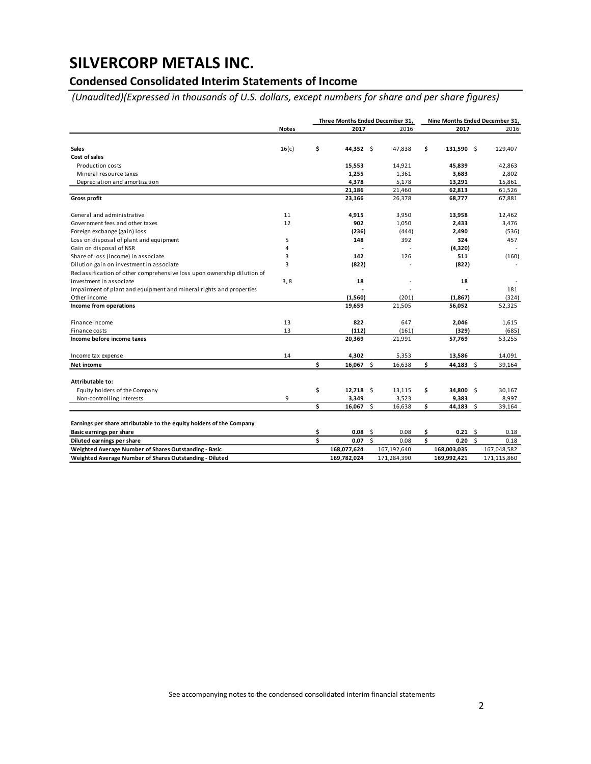# SILVERCORP METALS INC.

## Condensed Consolidated Interim Statements of Income

*(Unaudited)(Expressed in thousands of U.S. dollars, except numbers for share and per share figures)*

| | Notes | Three Months Ended December 31, 2017 | Three Months Ended December 31, 2016 | Nine Months Ended December 31, 2017 | Nine Months Ended December 31, 2016 |
|---|---|---|---|---|---|
| **Sales** | 16(c) | **$ 44,352** | $ 47,838 | **$ 131,590** | $ 129,407 |
| **Cost of sales** | | | | | |
| Production costs | | **15,553** | 14,921 | **45,839** | 42,863 |
| Mineral resource taxes | | **1,255** | 1,361 | **3,683** | 2,802 |
| Depreciation and amortization | | **4,378** | 5,178 | **13,291** | 15,861 |
| | | **21,186** | 21,460 | **62,813** | 61,526 |
| **Gross profit** | | **23,166** | 26,378 | **68,777** | 67,881 |
| General and administrative | 11 | **4,915** | 3,950 | **13,958** | 12,462 |
| Government fees and other taxes | 12 | **902** | 1,050 | **2,433** | 3,476 |
| Foreign exchange (gain) loss | | **(236)** | (444) | **2,490** | (536) |
| Loss on disposal of plant and equipment | 5 | **148** | 392 | **324** | 457 |
| Gain on disposal of NSR | 4 | **-** | - | **(4,320)** | - |
| Share of loss (income) in associate | 3 | **142** | 126 | **511** | (160) |
| Dilution gain on investment in associate | 3 | **(822)** | - | **(822)** | - |
| Reclassification of other comprehensive loss upon ownership dilution of investment in associate | 3, 8 | **18** | - | **18** | - |
| Impairment of plant and equipment and mineral rights and properties | | **-** | - | **-** | 181 |
| Other income | | **(1,560)** | (201) | **(1,867)** | (324) |
| **Income from operations** | | **19,659** | 21,505 | **56,052** | 52,325 |
| Finance income | 13 | **822** | 647 | **2,046** | 1,615 |
| Finance costs | 13 | **(112)** | (161) | **(329)** | (685) |
| **Income before income taxes** | | **20,369** | 21,991 | **57,769** | 53,255 |
| Income tax expense | 14 | **4,302** | 5,353 | **13,586** | 14,091 |
| **Net income** | | **$ 16,067** | $ 16,638 | **$ 44,183** | $ 39,164 |
| **Attributable to:** | | | | | |
| Equity holders of the Company | | **$ 12,718** | $ 13,115 | **$ 34,800** | $ 30,167 |
| Non-controlling interests | 9 | **3,349** | 3,523 | **9,383** | 8,997 |
| | | **$ 16,067** | $ 16,638 | **$ 44,183** | $ 39,164 |
| **Earnings per share attributable to the equity holders of the Company** | | | | | |
| **Basic earnings per share** | | **$ 0.08** | $ 0.08 | **$ 0.21** | $ 0.18 |
| **Diluted earnings per share** | | **$ 0.07** | $ 0.08 | **$ 0.20** | $ 0.18 |
| **Weighted Average Number of Shares Outstanding - Basic** | | **168,077,624** | 167,192,640 | **168,003,035** | 167,048,582 |
| **Weighted Average Number of Shares Outstanding - Diluted** | | **169,782,024** | 171,284,390 | **169,992,421** | 171,115,860 |

See accompanying notes to the condensed consolidated interim financial statements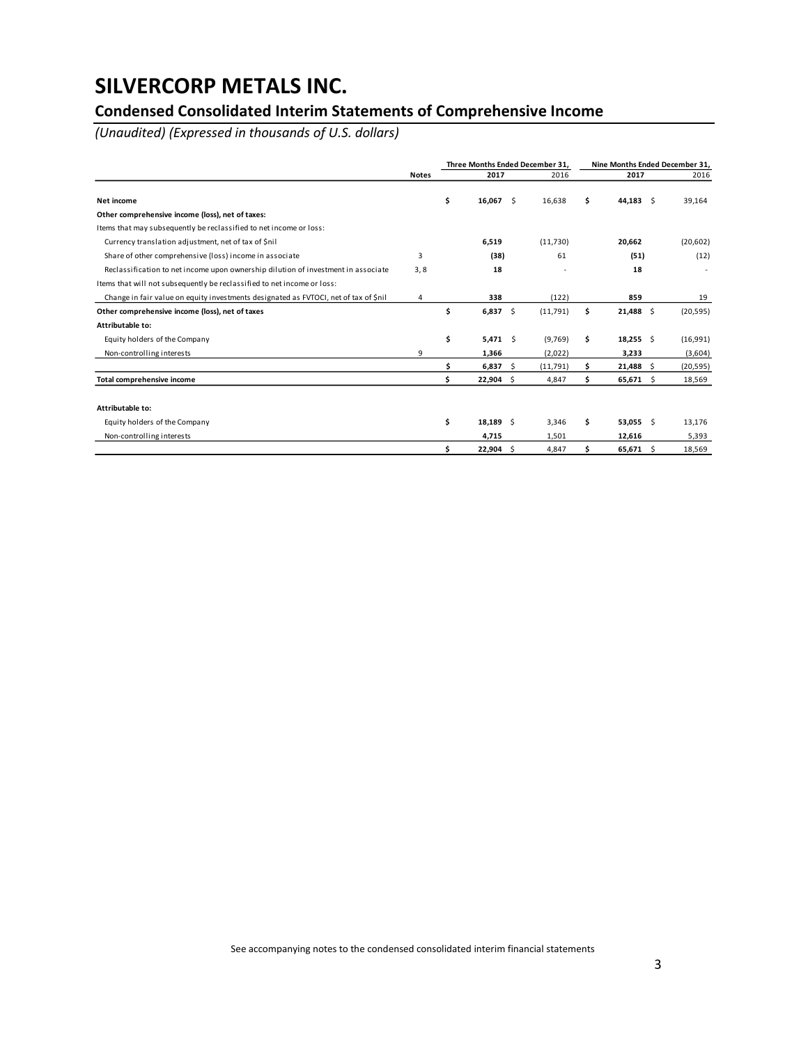# SILVERCORP METALS INC.

## Condensed Consolidated Interim Statements of Comprehensive Income

*(Unaudited) (Expressed in thousands of U.S. dollars)*

| | Notes | Three Months Ended December 31, 2017 | Three Months Ended December 31, 2016 | Nine Months Ended December 31, 2017 | Nine Months Ended December 31, 2016 |
|---|---|---|---|---|---|
| **Net income** | | **$ 16,067** | $ 16,638 | **$ 44,183** | $ 39,164 |
| **Other comprehensive income (loss), net of taxes:** | | | | | |
| Items that may subsequently be reclassified to net income or loss: | | | | | |
| Currency translation adjustment, net of tax of $nil | | **6,519** | (11,730) | **20,662** | (20,602) |
| Share of other comprehensive (loss) income in associate | 3 | **(38)** | 61 | **(51)** | (12) |
| Reclassification to net income upon ownership dilution of investment in associate | 3, 8 | **18** | - | **18** | - |
| Items that will not subsequently be reclassified to net income or loss: | | | | | |
| Change in fair value on equity investments designated as FVTOCI, net of tax of $nil | 4 | **338** | (122) | **859** | 19 |
| **Other comprehensive income (loss), net of taxes** | | **$ 6,837** | $ (11,791) | **$ 21,488** | $ (20,595) |
| **Attributable to:** | | | | | |
| Equity holders of the Company | | **$ 5,471** | $ (9,769) | **$ 18,255** | $ (16,991) |
| Non-controlling interests | 9 | **1,366** | (2,022) | **3,233** | (3,604) |
| | | **$ 6,837** | $ (11,791) | **$ 21,488** | $ (20,595) |
| **Total comprehensive income** | | **$ 22,904** | $ 4,847 | **$ 65,671** | $ 18,569 |
| | | | | | |
| **Attributable to:** | | | | | |
| Equity holders of the Company | | **$ 18,189** | $ 3,346 | **$ 53,055** | $ 13,176 |
| Non-controlling interests | | **4,715** | 1,501 | **12,616** | 5,393 |
| | | **$ 22,904** | $ 4,847 | **$ 65,671** | $ 18,569 |

See accompanying notes to the condensed consolidated interim financial statements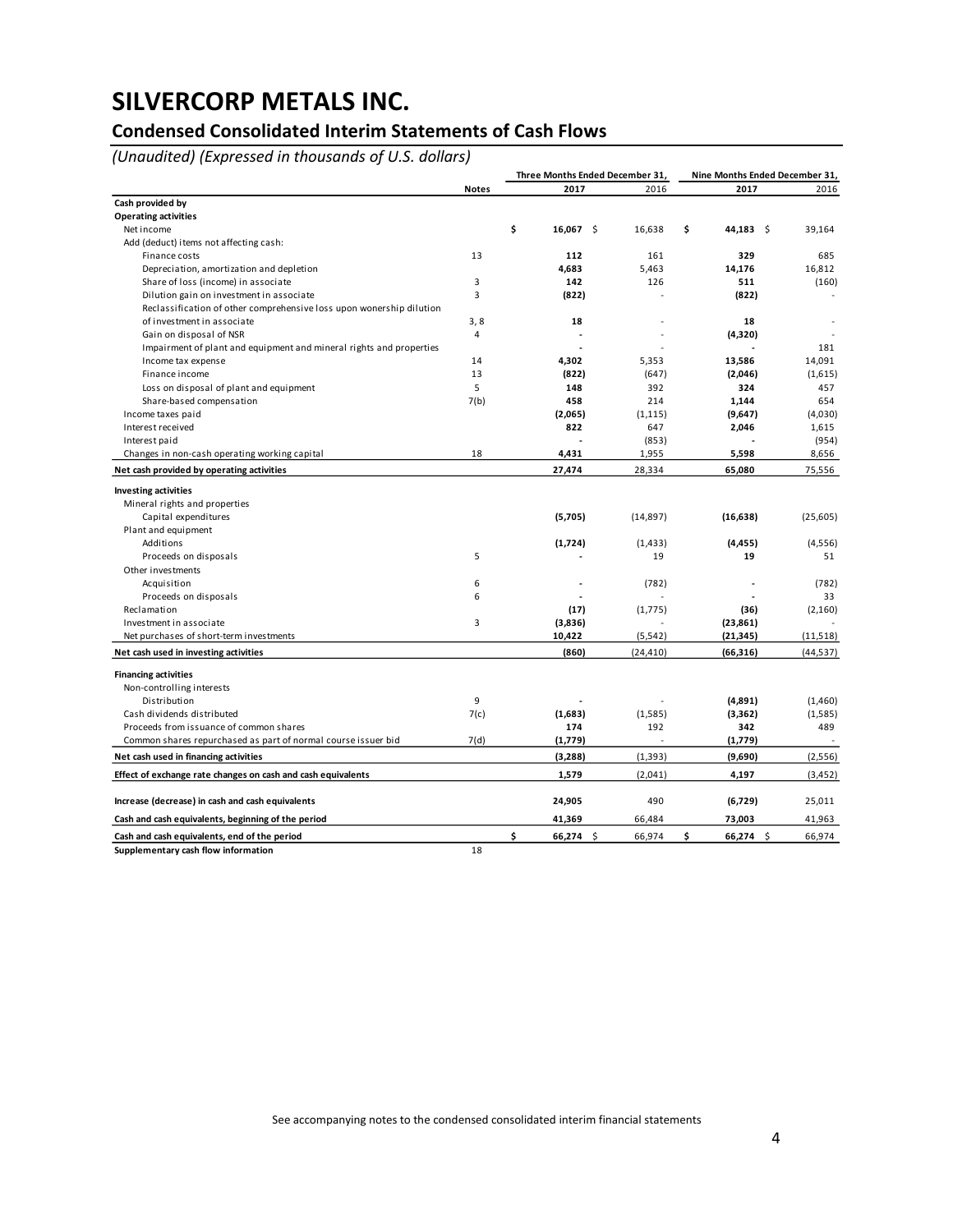# SILVERCORP METALS INC.

## Condensed Consolidated Interim Statements of Cash Flows

*(Unaudited) (Expressed in thousands of U.S. dollars)*

| | Notes | Three Months Ended December 31, | | Nine Months Ended December 31, | |
|---|---|---|---|---|---|
| | | **2017** | 2016 | **2017** | 2016 |
| **Cash provided by** | | | | | |
| **Operating activities** | | | | | |
| Net income | | **$ 16,067** | $ 16,638 | **$ 44,183** | $ 39,164 |
| Add (deduct) items not affecting cash: | | | | | |
| Finance costs | 13 | **112** | 161 | **329** | 685 |
| Depreciation, amortization and depletion | | **4,683** | 5,463 | **14,176** | 16,812 |
| Share of loss (income) in associate | 3 | **142** | 126 | **511** | (160) |
| Dilution gain on investment in associate | 3 | **(822)** | - | **(822)** | - |
| Reclassification of other comprehensive loss upon wonership dilution of investment in associate | 3, 8 | **18** | - | **18** | - |
| Gain on disposal of NSR | 4 | **-** | - | **(4,320)** | - |
| Impairment of plant and equipment and mineral rights and properties | | **-** | - | **-** | 181 |
| Income tax expense | 14 | **4,302** | 5,353 | **13,586** | 14,091 |
| Finance income | 13 | **(822)** | (647) | **(2,046)** | (1,615) |
| Loss on disposal of plant and equipment | 5 | **148** | 392 | **324** | 457 |
| Share-based compensation | 7(b) | **458** | 214 | **1,144** | 654 |
| Income taxes paid | | **(2,065)** | (1,115) | **(9,647)** | (4,030) |
| Interest received | | **822** | 647 | **2,046** | 1,615 |
| Interest paid | | **-** | (853) | **-** | (954) |
| Changes in non-cash operating working capital | 18 | **4,431** | 1,955 | **5,598** | 8,656 |
| **Net cash provided by operating activities** | | **27,474** | 28,334 | **65,080** | 75,556 |
| **Investing activities** | | | | | |
| Mineral rights and properties | | | | | |
| Capital expenditures | | **(5,705)** | (14,897) | **(16,638)** | (25,605) |
| Plant and equipment | | | | | |
| Additions | | **(1,724)** | (1,433) | **(4,455)** | (4,556) |
| Proceeds on disposals | 5 | **-** | 19 | **19** | 51 |
| Other investments | | | | | |
| Acquisition | 6 | **-** | (782) | **-** | (782) |
| Proceeds on disposals | 6 | **-** | - | **-** | 33 |
| Reclamation | | **(17)** | (1,775) | **(36)** | (2,160) |
| Investment in associate | 3 | **(3,836)** | - | **(23,861)** | - |
| Net purchases of short-term investments | | **10,422** | (5,542) | **(21,345)** | (11,518) |
| **Net cash used in investing activities** | | **(860)** | (24,410) | **(66,316)** | (44,537) |
| **Financing activities** | | | | | |
| Non-controlling interests | | | | | |
| Distribution | 9 | **-** | - | **(4,891)** | (1,460) |
| Cash dividends distributed | 7(c) | **(1,683)** | (1,585) | **(3,362)** | (1,585) |
| Proceeds from issuance of common shares | | **174** | 192 | **342** | 489 |
| Common shares repurchased as part of normal course issuer bid | 7(d) | **(1,779)** | - | **(1,779)** | - |
| **Net cash used in financing activities** | | **(3,288)** | (1,393) | **(9,690)** | (2,556) |
| **Effect of exchange rate changes on cash and cash equivalents** | | **1,579** | (2,041) | **4,197** | (3,452) |
| **Increase (decrease) in cash and cash equivalents** | | **24,905** | 490 | **(6,729)** | 25,011 |
| **Cash and cash equivalents, beginning of the period** | | **41,369** | 66,484 | **73,003** | 41,963 |
| **Cash and cash equivalents, end of the period** | | **$ 66,274** | $ 66,974 | **$ 66,274** | $ 66,974 |
| **Supplementary cash flow information** | 18 | | | | |

See accompanying notes to the condensed consolidated interim financial statements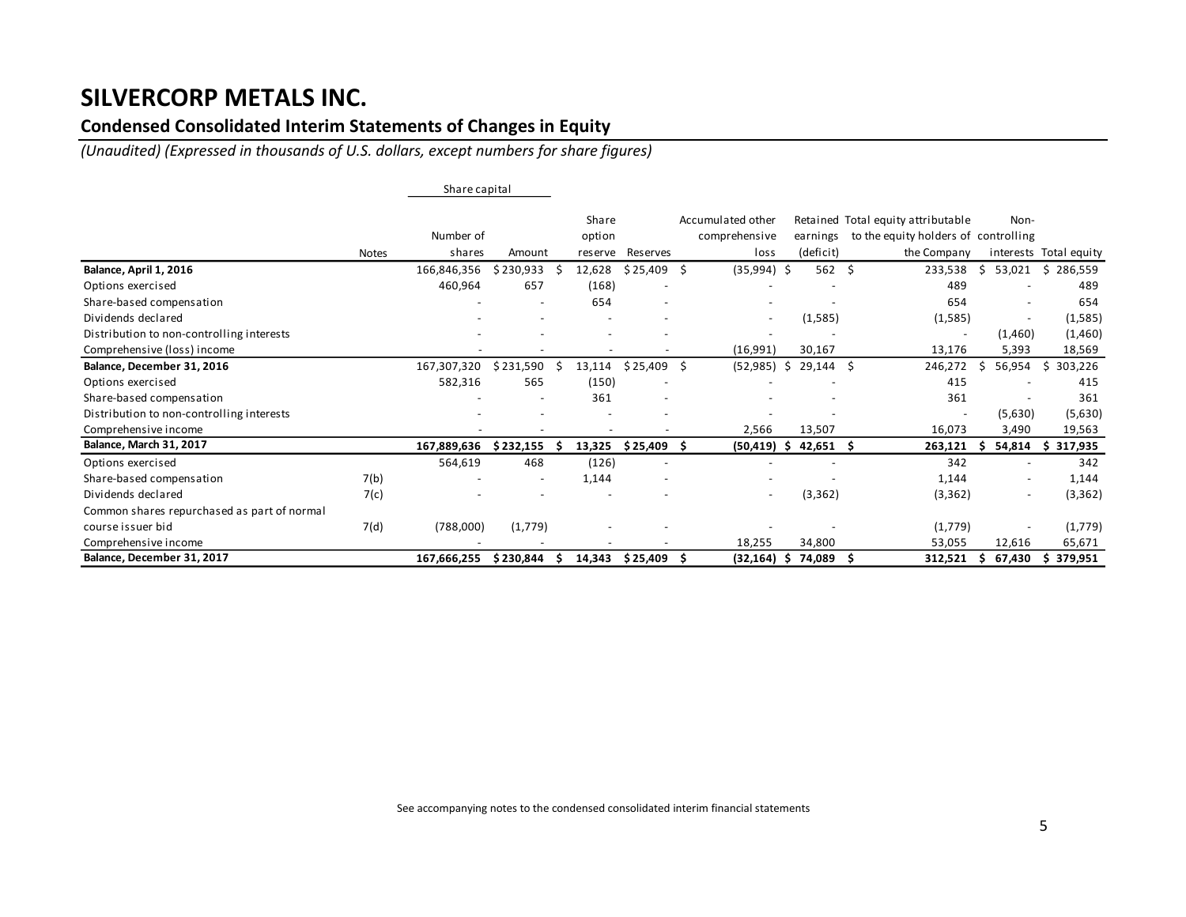# SILVERCORP METALS INC.

## Condensed Consolidated Interim Statements of Changes in Equity

*(Unaudited) (Expressed in thousands of U.S. dollars, except numbers for share figures)*

| | Notes | Share capital | | Share option reserve | Reserves | Accumulated other comprehensive loss | Retained earnings (deficit) | Total equity attributable to the equity holders of the Company | Non-controlling interests | Total equity |
|---|---|---|---|---|---|---|---|---|---|---|
| | | Number of shares | Amount | | | | | | | |
| **Balance, April 1, 2016** | | 166,846,356 | $ 230,933 | $ 12,628 | $ 25,409 | $ (35,994) | $ 562 | $ 233,538 | $ 53,021 | $ 286,559 |
| Options exercised | | 460,964 | 657 | (168) | - | - | - | 489 | - | 489 |
| Share-based compensation | | - | - | 654 | - | - | - | 654 | - | 654 |
| Dividends declared | | - | - | - | - | - | (1,585) | (1,585) | - | (1,585) |
| Distribution to non-controlling interests | | - | - | - | - | - | - | - | (1,460) | (1,460) |
| Comprehensive (loss) income | | - | - | - | - | (16,991) | 30,167 | 13,176 | 5,393 | 18,569 |
| **Balance, December 31, 2016** | | 167,307,320 | $ 231,590 | $ 13,114 | $ 25,409 | $ (52,985) | $ 29,144 | $ 246,272 | $ 56,954 | $ 303,226 |
| Options exercised | | 582,316 | 565 | (150) | - | - | - | 415 | - | 415 |
| Share-based compensation | | - | - | 361 | - | - | - | 361 | - | 361 |
| Distribution to non-controlling interests | | - | - | - | - | - | - | - | (5,630) | (5,630) |
| Comprehensive income | | - | - | - | - | 2,566 | 13,507 | 16,073 | 3,490 | 19,563 |
| **Balance, March 31, 2017** | | **167,889,636** | **$ 232,155** | **$ 13,325** | **$ 25,409** | **$ (50,419)** | **$ 42,651** | **$ 263,121** | **$ 54,814** | **$ 317,935** |
| Options exercised | | 564,619 | 468 | (126) | - | - | - | 342 | - | 342 |
| Share-based compensation | 7(b) | - | - | 1,144 | - | - | - | 1,144 | - | 1,144 |
| Dividends declared | 7(c) | - | - | - | - | - | (3,362) | (3,362) | - | (3,362) |
| Common shares repurchased as part of normal course issuer bid | 7(d) | (788,000) | (1,779) | - | - | - | - | (1,779) | - | (1,779) |
| Comprehensive income | | - | - | - | - | 18,255 | 34,800 | 53,055 | 12,616 | 65,671 |
| **Balance, December 31, 2017** | | **167,666,255** | **$ 230,844** | **$ 14,343** | **$ 25,409** | **$ (32,164)** | **$ 74,089** | **$ 312,521** | **$ 67,430** | **$ 379,951** |

See accompanying notes to the condensed consolidated interim financial statements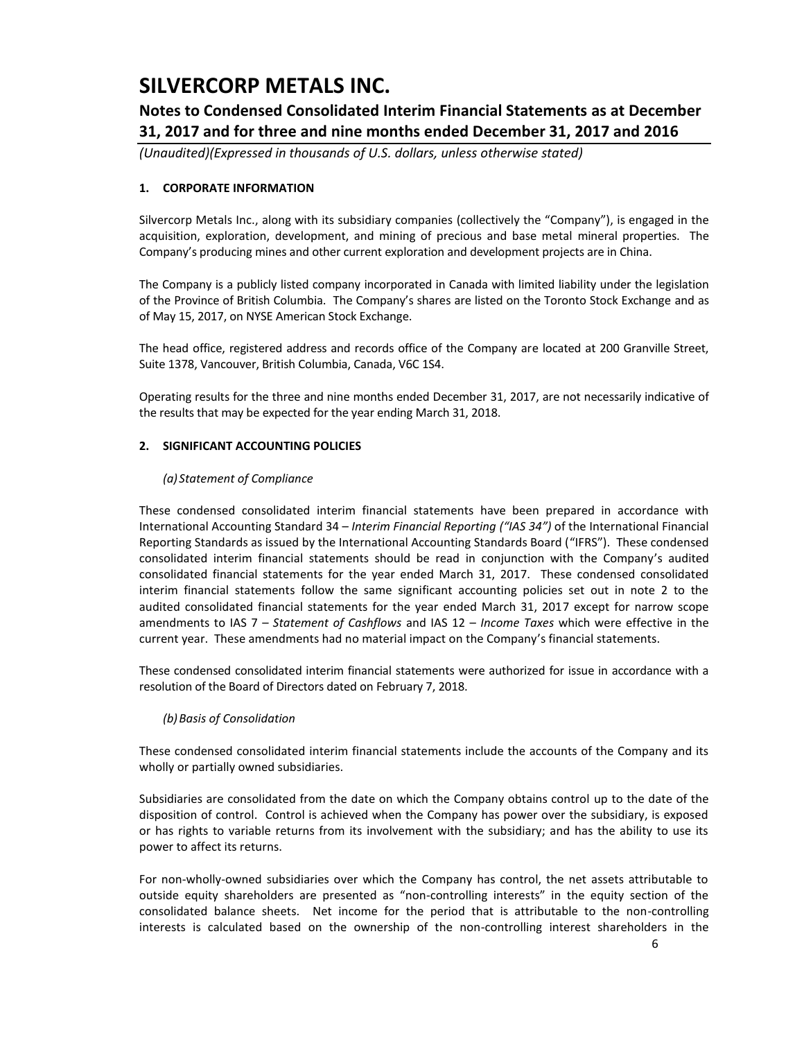# SILVERCORP METALS INC.

## Notes to Condensed Consolidated Interim Financial Statements as at December 31, 2017 and for three and nine months ended December 31, 2017 and 2016

*(Unaudited)(Expressed in thousands of U.S. dollars, unless otherwise stated)*

### 1. CORPORATE INFORMATION

Silvercorp Metals Inc., along with its subsidiary companies (collectively the "Company"), is engaged in the acquisition, exploration, development, and mining of precious and base metal mineral properties. The Company's producing mines and other current exploration and development projects are in China.

The Company is a publicly listed company incorporated in Canada with limited liability under the legislation of the Province of British Columbia. The Company's shares are listed on the Toronto Stock Exchange and as of May 15, 2017, on NYSE American Stock Exchange.

The head office, registered address and records office of the Company are located at 200 Granville Street, Suite 1378, Vancouver, British Columbia, Canada, V6C 1S4.

Operating results for the three and nine months ended December 31, 2017, are not necessarily indicative of the results that may be expected for the year ending March 31, 2018.

### 2. SIGNIFICANT ACCOUNTING POLICIES

*(a) Statement of Compliance*

These condensed consolidated interim financial statements have been prepared in accordance with International Accounting Standard 34 – *Interim Financial Reporting ("IAS 34")* of the International Financial Reporting Standards as issued by the International Accounting Standards Board ("IFRS"). These condensed consolidated interim financial statements should be read in conjunction with the Company's audited consolidated financial statements for the year ended March 31, 2017. These condensed consolidated interim financial statements follow the same significant accounting policies set out in note 2 to the audited consolidated financial statements for the year ended March 31, 2017 except for narrow scope amendments to IAS 7 – *Statement of Cashflows* and IAS 12 – *Income Taxes* which were effective in the current year. These amendments had no material impact on the Company's financial statements.

These condensed consolidated interim financial statements were authorized for issue in accordance with a resolution of the Board of Directors dated on February 7, 2018.

*(b) Basis of Consolidation*

These condensed consolidated interim financial statements include the accounts of the Company and its wholly or partially owned subsidiaries.

Subsidiaries are consolidated from the date on which the Company obtains control up to the date of the disposition of control. Control is achieved when the Company has power over the subsidiary, is exposed or has rights to variable returns from its involvement with the subsidiary; and has the ability to use its power to affect its returns.

For non-wholly-owned subsidiaries over which the Company has control, the net assets attributable to outside equity shareholders are presented as "non-controlling interests" in the equity section of the consolidated balance sheets. Net income for the period that is attributable to the non-controlling interests is calculated based on the ownership of the non-controlling interest shareholders in the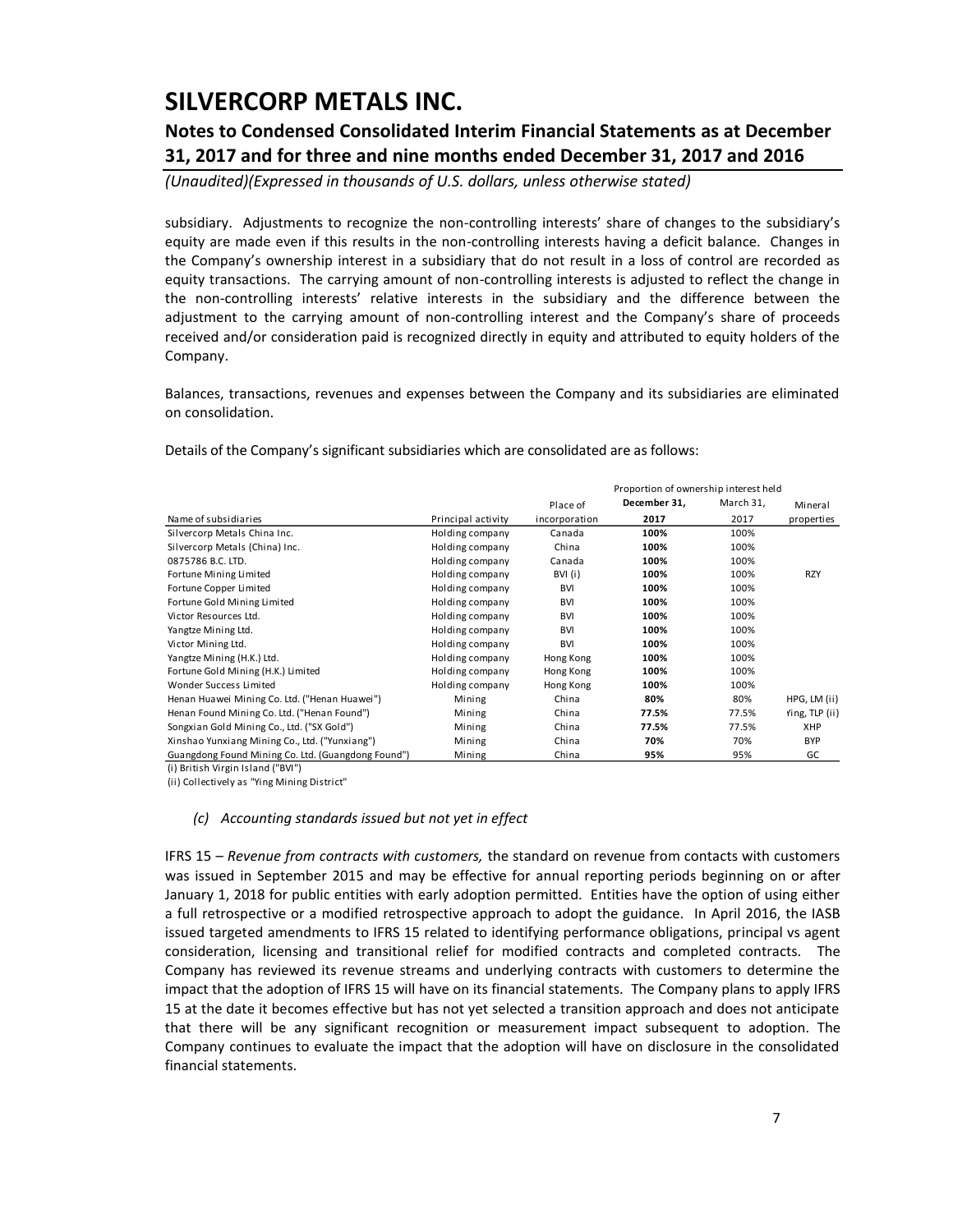subsidiary. Adjustments to recognize the non-controlling interests' share of changes to the subsidiary's equity are made even if this results in the non-controlling interests having a deficit balance. Changes in the Company's ownership interest in a subsidiary that do not result in a loss of control are recorded as equity transactions. The carrying amount of non-controlling interests is adjusted to reflect the change in the non-controlling interests' relative interests in the subsidiary and the difference between the adjustment to the carrying amount of non-controlling interest and the Company's share of proceeds received and/or consideration paid is recognized directly in equity and attributed to equity holders of the Company.

Balances, transactions, revenues and expenses between the Company and its subsidiaries are eliminated on consolidation.

Details of the Company's significant subsidiaries which are consolidated are as follows:

| | | | Proportion of ownership interest held | | |
|---|---|---|---|---|---|
| Name of subsidiaries | Principal activity | Place of incorporation | **December 31, 2017** | March 31, 2017 | Mineral properties |
| Silvercorp Metals China Inc. | Holding company | Canada | **100%** | 100% | |
| Silvercorp Metals (China) Inc. | Holding company | China | **100%** | 100% | |
| 0875786 B.C. LTD. | Holding company | Canada | **100%** | 100% | |
| Fortune Mining Limited | Holding company | BVI (i) | **100%** | 100% | RZY |
| Fortune Copper Limited | Holding company | BVI | **100%** | 100% | |
| Fortune Gold Mining Limited | Holding company | BVI | **100%** | 100% | |
| Victor Resources Ltd. | Holding company | BVI | **100%** | 100% | |
| Yangtze Mining Ltd. | Holding company | BVI | **100%** | 100% | |
| Victor Mining Ltd. | Holding company | BVI | **100%** | 100% | |
| Yangtze Mining (H.K.) Ltd. | Holding company | Hong Kong | **100%** | 100% | |
| Fortune Gold Mining (H.K.) Limited | Holding company | Hong Kong | **100%** | 100% | |
| Wonder Success Limited | Holding company | Hong Kong | **100%** | 100% | |
| Henan Huawei Mining Co. Ltd. ("Henan Huawei") | Mining | China | **80%** | 80% | HPG, LM (ii) |
| Henan Found Mining Co. Ltd. ("Henan Found") | Mining | China | **77.5%** | 77.5% | Ying, TLP (ii) |
| Songxian Gold Mining Co., Ltd. ("SX Gold") | Mining | China | **77.5%** | 77.5% | XHP |
| Xinshao Yunxiang Mining Co., Ltd. ("Yunxiang") | Mining | China | **70%** | 70% | BYP |
| Guangdong Found Mining Co. Ltd. (Guangdong Found") | Mining | China | **95%** | 95% | GC |

(i) British Virgin Island ("BVI")

(ii) Collectively as "Ying Mining District"

### *(c) Accounting standards issued but not yet in effect*

IFRS 15 – *Revenue from contracts with customers,* the standard on revenue from contacts with customers was issued in September 2015 and may be effective for annual reporting periods beginning on or after January 1, 2018 for public entities with early adoption permitted. Entities have the option of using either a full retrospective or a modified retrospective approach to adopt the guidance. In April 2016, the IASB issued targeted amendments to IFRS 15 related to identifying performance obligations, principal vs agent consideration, licensing and transitional relief for modified contracts and completed contracts. The Company has reviewed its revenue streams and underlying contracts with customers to determine the impact that the adoption of IFRS 15 will have on its financial statements. The Company plans to apply IFRS 15 at the date it becomes effective but has not yet selected a transition approach and does not anticipate that there will be any significant recognition or measurement impact subsequent to adoption. The Company continues to evaluate the impact that the adoption will have on disclosure in the consolidated financial statements.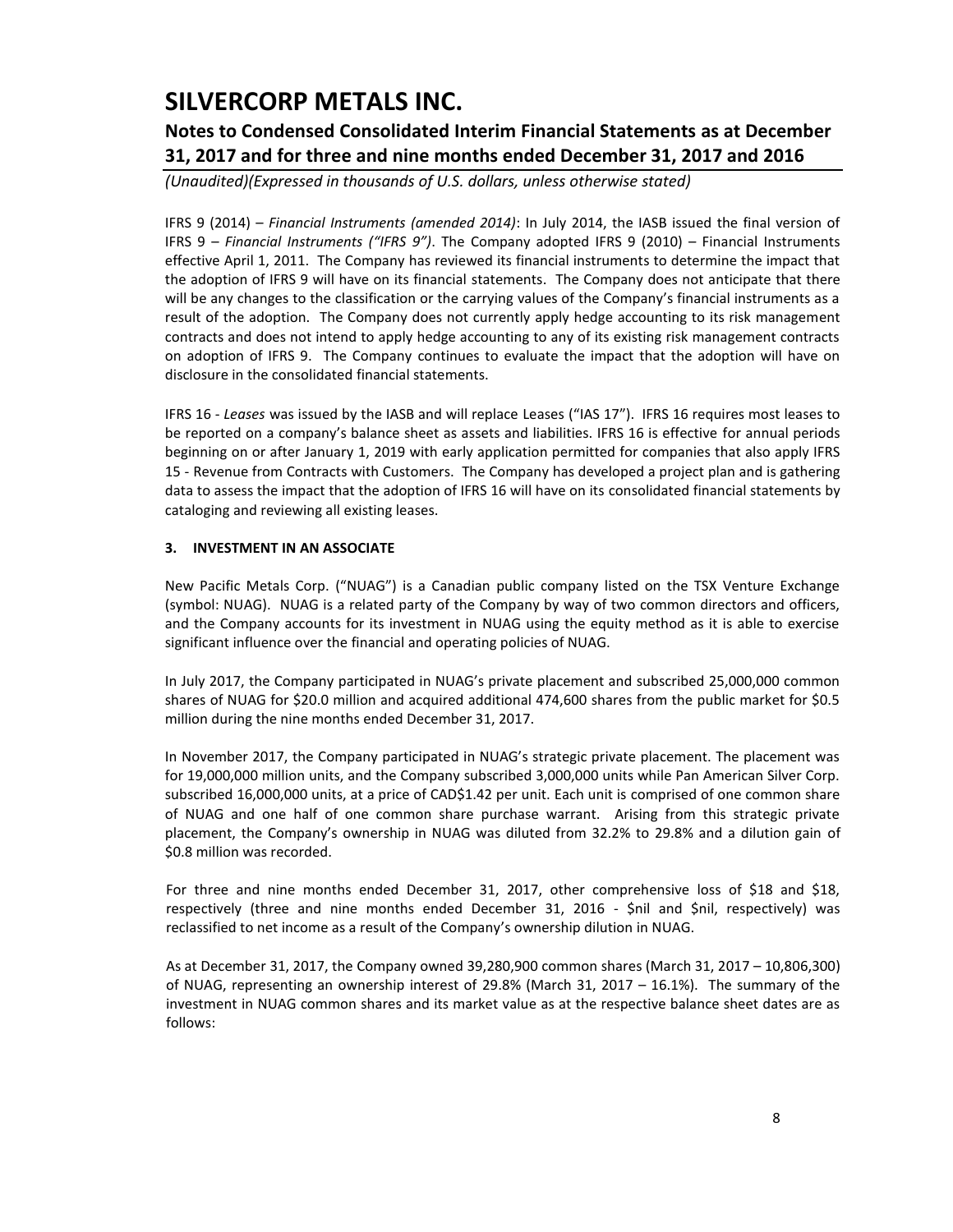IFRS 9 (2014) – *Financial Instruments (amended 2014)*: In July 2014, the IASB issued the final version of IFRS 9 – *Financial Instruments ("IFRS 9")*. The Company adopted IFRS 9 (2010) – Financial Instruments effective April 1, 2011. The Company has reviewed its financial instruments to determine the impact that the adoption of IFRS 9 will have on its financial statements. The Company does not anticipate that there will be any changes to the classification or the carrying values of the Company's financial instruments as a result of the adoption. The Company does not currently apply hedge accounting to its risk management contracts and does not intend to apply hedge accounting to any of its existing risk management contracts on adoption of IFRS 9. The Company continues to evaluate the impact that the adoption will have on disclosure in the consolidated financial statements.

IFRS 16 - *Leases* was issued by the IASB and will replace Leases ("IAS 17"). IFRS 16 requires most leases to be reported on a company's balance sheet as assets and liabilities. IFRS 16 is effective for annual periods beginning on or after January 1, 2019 with early application permitted for companies that also apply IFRS 15 - Revenue from Contracts with Customers. The Company has developed a project plan and is gathering data to assess the impact that the adoption of IFRS 16 will have on its consolidated financial statements by cataloging and reviewing all existing leases.

### 3. INVESTMENT IN AN ASSOCIATE

New Pacific Metals Corp. ("NUAG") is a Canadian public company listed on the TSX Venture Exchange (symbol: NUAG). NUAG is a related party of the Company by way of two common directors and officers, and the Company accounts for its investment in NUAG using the equity method as it is able to exercise significant influence over the financial and operating policies of NUAG.

In July 2017, the Company participated in NUAG's private placement and subscribed 25,000,000 common shares of NUAG for $20.0 million and acquired additional 474,600 shares from the public market for $0.5 million during the nine months ended December 31, 2017.

In November 2017, the Company participated in NUAG's strategic private placement. The placement was for 19,000,000 million units, and the Company subscribed 3,000,000 units while Pan American Silver Corp. subscribed 16,000,000 units, at a price of CAD$1.42 per unit. Each unit is comprised of one common share of NUAG and one half of one common share purchase warrant. Arising from this strategic private placement, the Company's ownership in NUAG was diluted from 32.2% to 29.8% and a dilution gain of $0.8 million was recorded.

For three and nine months ended December 31, 2017, other comprehensive loss of $18 and $18, respectively (three and nine months ended December 31, 2016 - $nil and $nil, respectively) was reclassified to net income as a result of the Company's ownership dilution in NUAG.

As at December 31, 2017, the Company owned 39,280,900 common shares (March 31, 2017 – 10,806,300) of NUAG, representing an ownership interest of 29.8% (March 31, 2017 – 16.1%). The summary of the investment in NUAG common shares and its market value as at the respective balance sheet dates are as follows: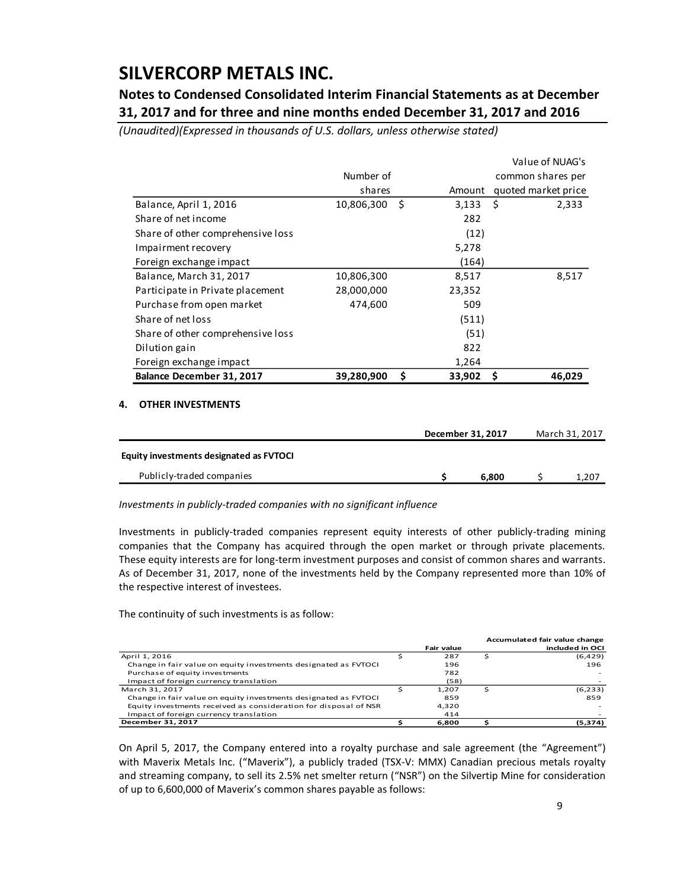# SILVERCORP METALS INC.

## Notes to Condensed Consolidated Interim Financial Statements as at December 31, 2017 and for three and nine months ended December 31, 2017 and 2016

*(Unaudited)(Expressed in thousands of U.S. dollars, unless otherwise stated)*

| | Number of shares | Amount | Value of NUAG's common shares per quoted market price |
|---|---|---|---|
| Balance, April 1, 2016 | 10,806,300 | $ 3,133 | $ 2,333 |
| Share of net income | | 282 | |
| Share of other comprehensive loss | | (12) | |
| Impairment recovery | | 5,278 | |
| Foreign exchange impact | | (164) | |
| Balance, March 31, 2017 | 10,806,300 | 8,517 | 8,517 |
| Participate in Private placement | 28,000,000 | 23,352 | |
| Purchase from open market | 474,600 | 509 | |
| Share of net loss | | (511) | |
| Share of other comprehensive loss | | (51) | |
| Dilution gain | | 822 | |
| Foreign exchange impact | | 1,264 | |
| **Balance December 31, 2017** | **39,280,900** | **$ 33,902** | **$ 46,029** |

### 4. OTHER INVESTMENTS

| | December 31, 2017 | March 31, 2017 |
|---|---|---|
| **Equity investments designated as FVTOCI** | | |
| Publicly-traded companies | **$ 6,800** | $ 1,207 |

*Investments in publicly-traded companies with no significant influence*

Investments in publicly-traded companies represent equity interests of other publicly-trading mining companies that the Company has acquired through the open market or through private placements. These equity interests are for long-term investment purposes and consist of common shares and warrants. As of December 31, 2017, none of the investments held by the Company represented more than 10% of the respective interest of investees.

The continuity of such investments is as follow:

| | Fair value | Accumulated fair value change included in OCI |
|---|---|---|
| April 1, 2016 | $ 287 | $ (6,429) |
| Change in fair value on equity investments designated as FVTOCI | 196 | 196 |
| Purchase of equity investments | 782 | - |
| Impact of foreign currency translation | (58) | - |
| March 31, 2017 | $ 1,207 | $ (6,233) |
| Change in fair value on equity investments designated as FVTOCI | 859 | 859 |
| Equity investments received as consideration for disposal of NSR | 4,320 | - |
| Impact of foreign currency translation | 414 | - |
| **December 31, 2017** | **$ 6,800** | **$ (5,374)** |

On April 5, 2017, the Company entered into a royalty purchase and sale agreement (the "Agreement") with Maverix Metals Inc. ("Maverix"), a publicly traded (TSX-V: MMX) Canadian precious metals royalty and streaming company, to sell its 2.5% net smelter return ("NSR") on the Silvertip Mine for consideration of up to 6,600,000 of Maverix's common shares payable as follows: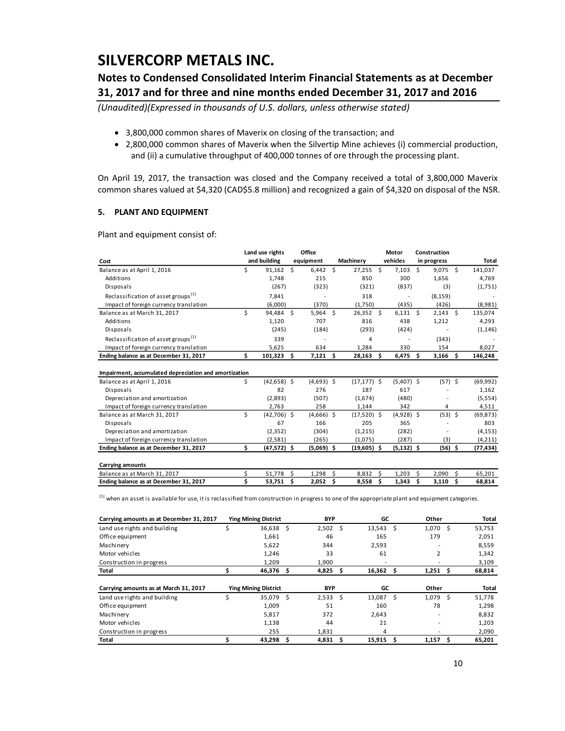- 3,800,000 common shares of Maverix on closing of the transaction; and
- 2,800,000 common shares of Maverix when the Silvertip Mine achieves (i) commercial production, and (ii) a cumulative throughput of 400,000 tonnes of ore through the processing plant.

On April 19, 2017, the transaction was closed and the Company received a total of 3,800,000 Maverix common shares valued at $4,320 (CAD$5.8 million) and recognized a gain of $4,320 on disposal of the NSR.

## 5. PLANT AND EQUIPMENT

Plant and equipment consist of:

| Cost | Land use rights and building | Office equipment | Machinery | Motor vehicles | Construction in progress | Total |
|---|---|---|---|---|---|---|
| Balance as at April 1, 2016 | $ 91,162 | $ 6,442 | $ 27,255 | $ 7,103 | $ 9,075 | $ 141,037 |
| Additions | 1,748 | 215 | 850 | 300 | 1,656 | 4,769 |
| Disposals | (267) | (323) | (321) | (837) | (3) | (1,751) |
| Reclassification of asset groups [1] | 7,841 | - | 318 | - | (8,159) | - |
| Impact of foreign currency translation | (6,000) | (370) | (1,750) | (435) | (426) | (8,981) |
| Balance as at March 31, 2017 | $ 94,484 | $ 5,964 | $ 26,352 | $ 6,131 | $ 2,143 | $ 135,074 |
| Additions | 1,120 | 707 | 816 | 438 | 1,212 | 4,293 |
| Disposals | (245) | (184) | (293) | (424) | - | (1,146) |
| Reclassification of asset groups [1] | 339 | - | 4 | - | (343) | - |
| Impact of foreign currency translation | 5,625 | 634 | 1,284 | 330 | 154 | 8,027 |
| **Ending balance as at December 31, 2017** | **$ 101,323** | **$ 7,121** | **$ 28,163** | **$ 6,475** | **$ 3,166** | **$ 146,248** |
| | | | | | | |
| **Impairment, accumulated depreciation and amortization** | | | | | | |
| Balance as at April 1, 2016 | $ (42,658) | $ (4,693) | $ (17,177) | $ (5,407) | $ (57) | $ (69,992) |
| Disposals | 82 | 276 | 187 | 617 | - | 1,162 |
| Depreciation and amortization | (2,893) | (507) | (1,674) | (480) | - | (5,554) |
| Impact of foreign currency translation | 2,763 | 258 | 1,144 | 342 | 4 | 4,511 |
| Balance as at March 31, 2017 | $ (42,706) | $ (4,666) | $ (17,520) | $ (4,928) | $ (53) | $ (69,873) |
| Disposals | 67 | 166 | 205 | 365 | - | 803 |
| Depreciation and amortization | (2,352) | (304) | (1,215) | (282) | - | (4,153) |
| Impact of foreign currency translation | (2,581) | (265) | (1,075) | (287) | (3) | (4,211) |
| **Ending balance as at December 31, 2017** | **$ (47,572)** | **$ (5,069)** | **$ (19,605)** | **$ (5,132)** | **$ (56)** | **$ (77,434)** |
| | | | | | | |
| **Carrying amounts** | | | | | | |
| Balance as at March 31, 2017 | $ 51,778 | $ 1,298 | $ 8,832 | $ 1,203 | $ 2,090 | $ 65,201 |
| **Ending balance as at December 31, 2017** | **$ 53,751** | **$ 2,052** | **$ 8,558** | **$ 1,343** | **$ 3,110** | **$ 68,814** |

[1] when an asset is available for use, it is reclassified from construction in progress to one of the appropriate plant and equipment categories.

| Carrying amounts as at December 31, 2017 | Ying Mining District | BYP | GC | Other | Total |
|---|---|---|---|---|---|
| Land use rights and building | $ 36,638 | $ 2,502 | $ 13,543 | $ 1,070 | $ 53,753 |
| Office equipment | 1,661 | 46 | 165 | 179 | 2,051 |
| Machinery | 5,622 | 344 | 2,593 | - | 8,559 |
| Motor vehicles | 1,246 | 33 | 61 | 2 | 1,342 |
| Construction in progress | 1,209 | 1,900 | - | - | 3,109 |
| **Total** | **$ 46,376** | **$ 4,825** | **$ 16,362** | **$ 1,251** | **$ 68,814** |

| Carrying amounts as at March 31, 2017 | Ying Mining District | BYP | GC | Other | Total |
|---|---|---|---|---|---|
| Land use rights and building | $ 35,079 | $ 2,533 | $ 13,087 | $ 1,079 | $ 51,778 |
| Office equipment | 1,009 | 51 | 160 | 78 | 1,298 |
| Machinery | 5,817 | 372 | 2,643 | - | 8,832 |
| Motor vehicles | 1,138 | 44 | 21 | - | 1,203 |
| Construction in progress | 255 | 1,831 | 4 | - | 2,090 |
| **Total** | **$ 43,298** | **$ 4,831** | **$ 15,915** | **$ 1,157** | **$ 65,201** |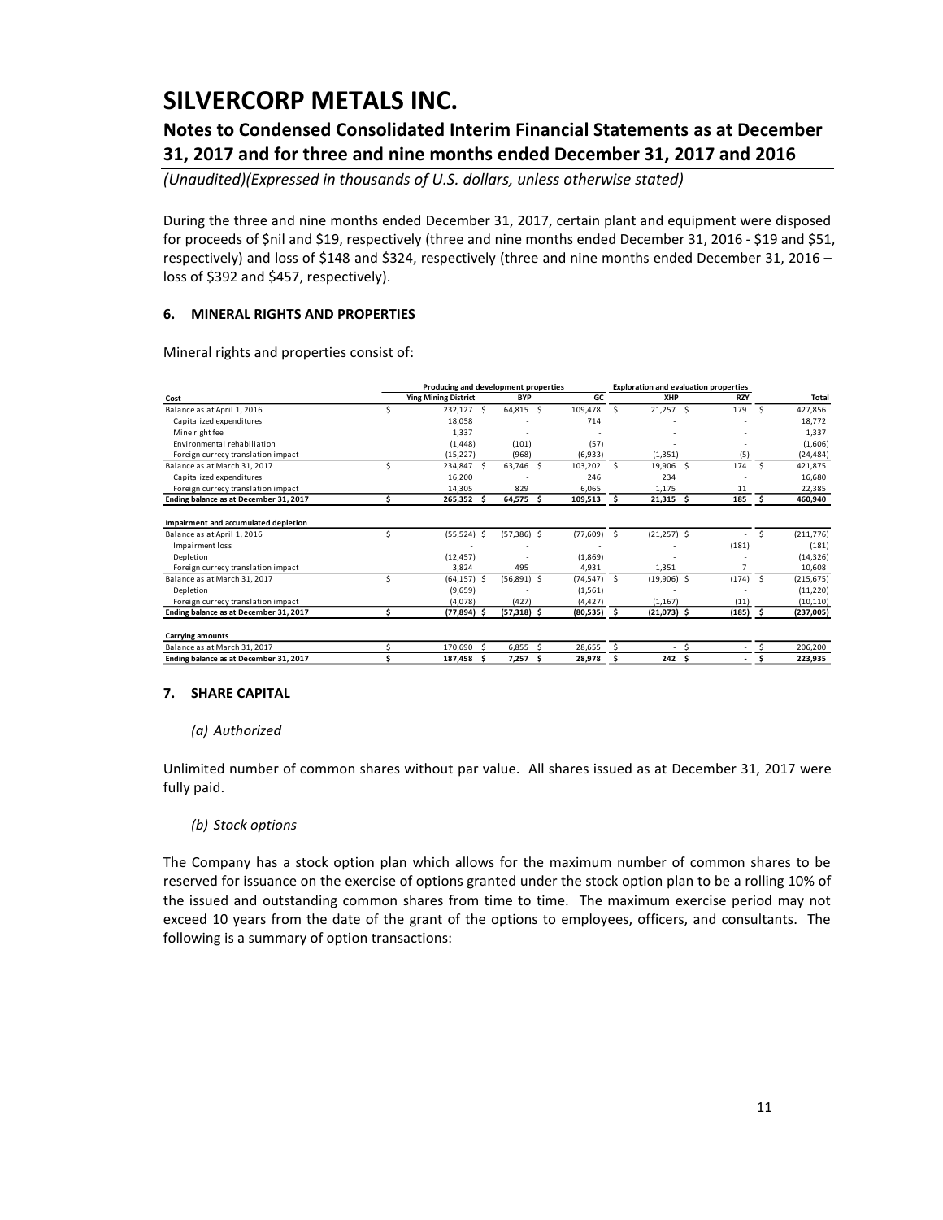During the three and nine months ended December 31, 2017, certain plant and equipment were disposed for proceeds of $nil and $19, respectively (three and nine months ended December 31, 2016 - $19 and $51, respectively) and loss of $148 and $324, respectively (three and nine months ended December 31, 2016 – loss of $392 and $457, respectively).

#### 6. MINERAL RIGHTS AND PROPERTIES

Mineral rights and properties consist of:

| | Producing and development properties | | | Exploration and evaluation properties | | |
|---|---|---|---|---|---|---|
| **Cost** | **Ying Mining District** | **BYP** | **GC** | **XHP** | **RZY** | **Total** |
| Balance as at April 1, 2016 | $ 232,127 | $ 64,815 | $ 109,478 | $ 21,257 | $ 179 | $ 427,856 |
| Capitalized expenditures | 18,058 | - | 714 | - | - | 18,772 |
| Mine right fee | 1,337 | - | - | - | - | 1,337 |
| Environmental rehabiliation | (1,448) | (101) | (57) | - | - | (1,606) |
| Foreign currecy translation impact | (15,227) | (968) | (6,933) | (1,351) | (5) | (24,484) |
| Balance as at March 31, 2017 | $ 234,847 | $ 63,746 | $ 103,202 | $ 19,906 | $ 174 | $ 421,875 |
| Capitalized expenditures | 16,200 | - | 246 | 234 | - | 16,680 |
| Foreign currecy translation impact | 14,305 | 829 | 6,065 | 1,175 | 11 | 22,385 |
| **Ending balance as at December 31, 2017** | **$ 265,352** | **$ 64,575** | **$ 109,513** | **$ 21,315** | **$ 185** | **$ 460,940** |
| | | | | | | |
| **Impairment and accumulated depletion** | | | | | | |
| Balance as at April 1, 2016 | $ (55,524) | $ (57,386) | $ (77,609) | $ (21,257) | $ - | $ (211,776) |
| Impairment loss | - | - | - | - | (181) | (181) |
| Depletion | (12,457) | - | (1,869) | - | - | (14,326) |
| Foreign currecy translation impact | 3,824 | 495 | 4,931 | 1,351 | 7 | 10,608 |
| Balance as at March 31, 2017 | $ (64,157) | $ (56,891) | $ (74,547) | $ (19,906) | $ (174) | $ (215,675) |
| Depletion | (9,659) | - | (1,561) | - | - | (11,220) |
| Foreign currecy translation impact | (4,078) | (427) | (4,427) | (1,167) | (11) | (10,110) |
| **Ending balance as at December 31, 2017** | **$ (77,894)** | **$ (57,318)** | **$ (80,535)** | **$ (21,073)** | **$ (185)** | **$ (237,005)** |
| | | | | | | |
| **Carrying amounts** | | | | | | |
| Balance as at March 31, 2017 | $ 170,690 | $ 6,855 | $ 28,655 | $ - | $ - | $ 206,200 |
| **Ending balance as at December 31, 2017** | **$ 187,458** | **$ 7,257** | **$ 28,978** | **$ 242** | **$ -** | **$ 223,935** |

#### 7. SHARE CAPITAL

*(a) Authorized*

Unlimited number of common shares without par value. All shares issued as at December 31, 2017 were fully paid.

*(b) Stock options*

The Company has a stock option plan which allows for the maximum number of common shares to be reserved for issuance on the exercise of options granted under the stock option plan to be a rolling 10% of the issued and outstanding common shares from time to time. The maximum exercise period may not exceed 10 years from the date of the grant of the options to employees, officers, and consultants. The following is a summary of option transactions: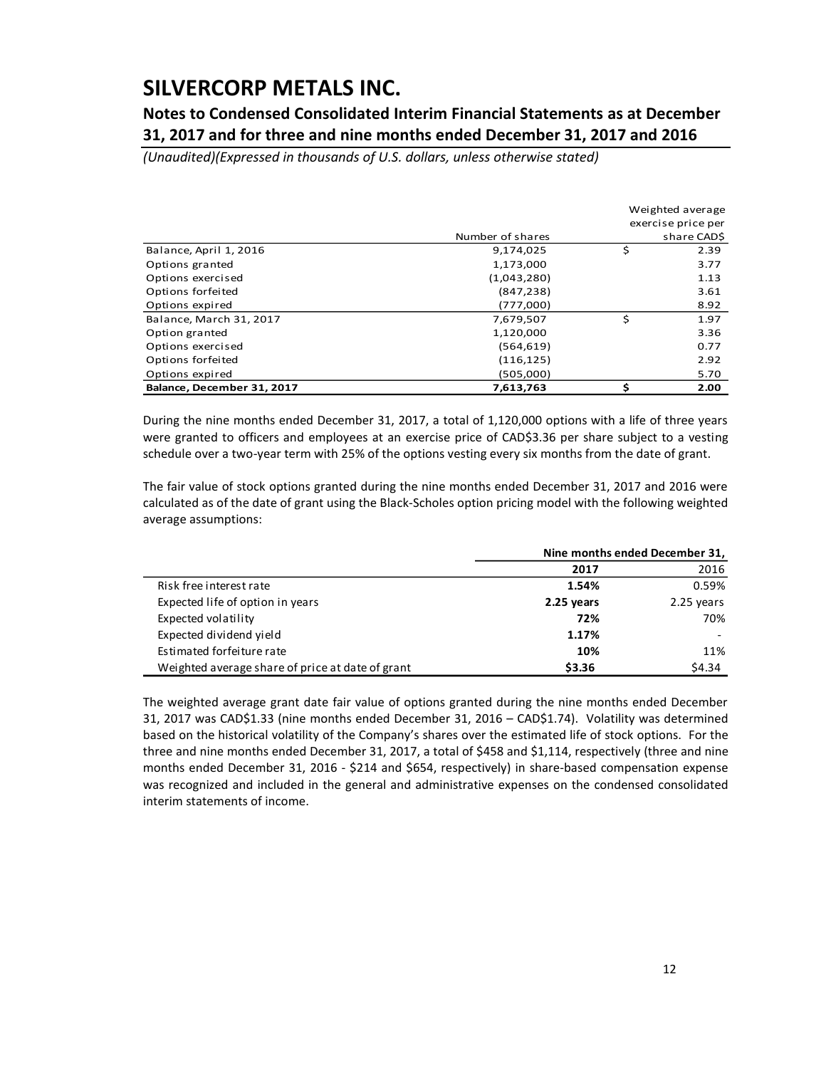| | Number of shares | Weighted average exercise price per share CAD$ |
|---|---|---|
| Balance, April 1, 2016 | 9,174,025 | $ 2.39 |
| Options granted | 1,173,000 | 3.77 |
| Options exercised | (1,043,280) | 1.13 |
| Options forfeited | (847,238) | 3.61 |
| Options expired | (777,000) | 8.92 |
| Balance, March 31, 2017 | 7,679,507 | $ 1.97 |
| Option granted | 1,120,000 | 3.36 |
| Options exercised | (564,619) | 0.77 |
| Options forfeited | (116,125) | 2.92 |
| Options expired | (505,000) | 5.70 |
| **Balance, December 31, 2017** | **7,613,763** | **$ 2.00** |

During the nine months ended December 31, 2017, a total of 1,120,000 options with a life of three years were granted to officers and employees at an exercise price of CAD$3.36 per share subject to a vesting schedule over a two-year term with 25% of the options vesting every six months from the date of grant.

The fair value of stock options granted during the nine months ended December 31, 2017 and 2016 were calculated as of the date of grant using the Black-Scholes option pricing model with the following weighted average assumptions:

| | Nine months ended December 31, | |
|---|---|---|
| | **2017** | 2016 |
| Risk free interest rate | **1.54%** | 0.59% |
| Expected life of option in years | **2.25 years** | 2.25 years |
| Expected volatility | **72%** | 70% |
| Expected dividend yield | **1.17%** | - |
| Estimated forfeiture rate | **10%** | 11% |
| Weighted average share of price at date of grant | **$3.36** | $4.34 |

The weighted average grant date fair value of options granted during the nine months ended December 31, 2017 was CAD$1.33 (nine months ended December 31, 2016 – CAD$1.74). Volatility was determined based on the historical volatility of the Company's shares over the estimated life of stock options. For the three and nine months ended December 31, 2017, a total of $458 and $1,114, respectively (three and nine months ended December 31, 2016 - $214 and $654, respectively) in share-based compensation expense was recognized and included in the general and administrative expenses on the condensed consolidated interim statements of income.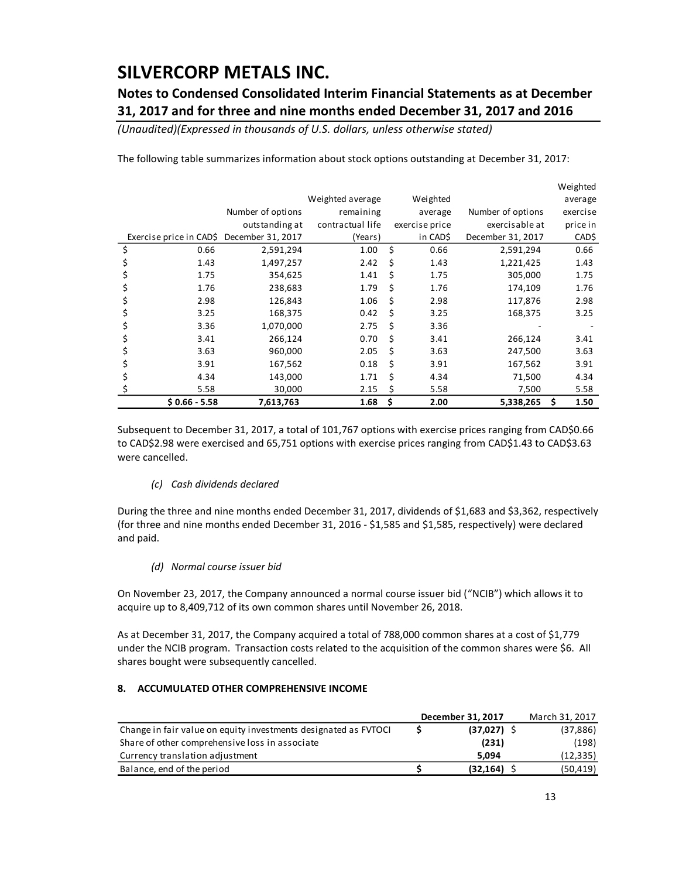The following table summarizes information about stock options outstanding at December 31, 2017:

| Exercise price in CAD$ | Number of options outstanding at December 31, 2017 | Weighted average remaining contractual life (Years) | Weighted average exercise price in CAD$ | Number of options exercisable at December 31, 2017 | Weighted average exercise price in CAD$ |
|---|---|---|---|---|---|
| $ 0.66 | 2,591,294 | 1.00 | $ 0.66 | 2,591,294 | 0.66 |
| $ 1.43 | 1,497,257 | 2.42 | $ 1.43 | 1,221,425 | 1.43 |
| $ 1.75 | 354,625 | 1.41 | $ 1.75 | 305,000 | 1.75 |
| $ 1.76 | 238,683 | 1.79 | $ 1.76 | 174,109 | 1.76 |
| $ 2.98 | 126,843 | 1.06 | $ 2.98 | 117,876 | 2.98 |
| $ 3.25 | 168,375 | 0.42 | $ 3.25 | 168,375 | 3.25 |
| $ 3.36 | 1,070,000 | 2.75 | $ 3.36 | - | - |
| $ 3.41 | 266,124 | 0.70 | $ 3.41 | 266,124 | 3.41 |
| $ 3.63 | 960,000 | 2.05 | $ 3.63 | 247,500 | 3.63 |
| $ 3.91 | 167,562 | 0.18 | $ 3.91 | 167,562 | 3.91 |
| $ 4.34 | 143,000 | 1.71 | $ 4.34 | 71,500 | 4.34 |
| $ 5.58 | 30,000 | 2.15 | $ 5.58 | 7,500 | 5.58 |
| **$ 0.66 - 5.58** | **7,613,763** | **1.68** | **$ 2.00** | **5,338,265** | **$ 1.50** |

Subsequent to December 31, 2017, a total of 101,767 options with exercise prices ranging from CAD$0.66 to CAD$2.98 were exercised and 65,751 options with exercise prices ranging from CAD$1.43 to CAD$3.63 were cancelled.

*(c) Cash dividends declared*

During the three and nine months ended December 31, 2017, dividends of $1,683 and $3,362, respectively (for three and nine months ended December 31, 2016 - $1,585 and $1,585, respectively) were declared and paid.

*(d) Normal course issuer bid*

On November 23, 2017, the Company announced a normal course issuer bid ("NCIB") which allows it to acquire up to 8,409,712 of its own common shares until November 26, 2018.

As at December 31, 2017, the Company acquired a total of 788,000 common shares at a cost of $1,779 under the NCIB program. Transaction costs related to the acquisition of the common shares were $6. All shares bought were subsequently cancelled.

## 8. ACCUMULATED OTHER COMPREHENSIVE INCOME

| | December 31, 2017 | March 31, 2017 |
|---|---|---|
| Change in fair value on equity investments designated as FVTOCI | **$ (37,027)** | $ (37,886) |
| Share of other comprehensive loss in associate | **(231)** | (198) |
| Currency translation adjustment | **5,094** | (12,335) |
| Balance, end of the period | **$ (32,164)** | $ (50,419) |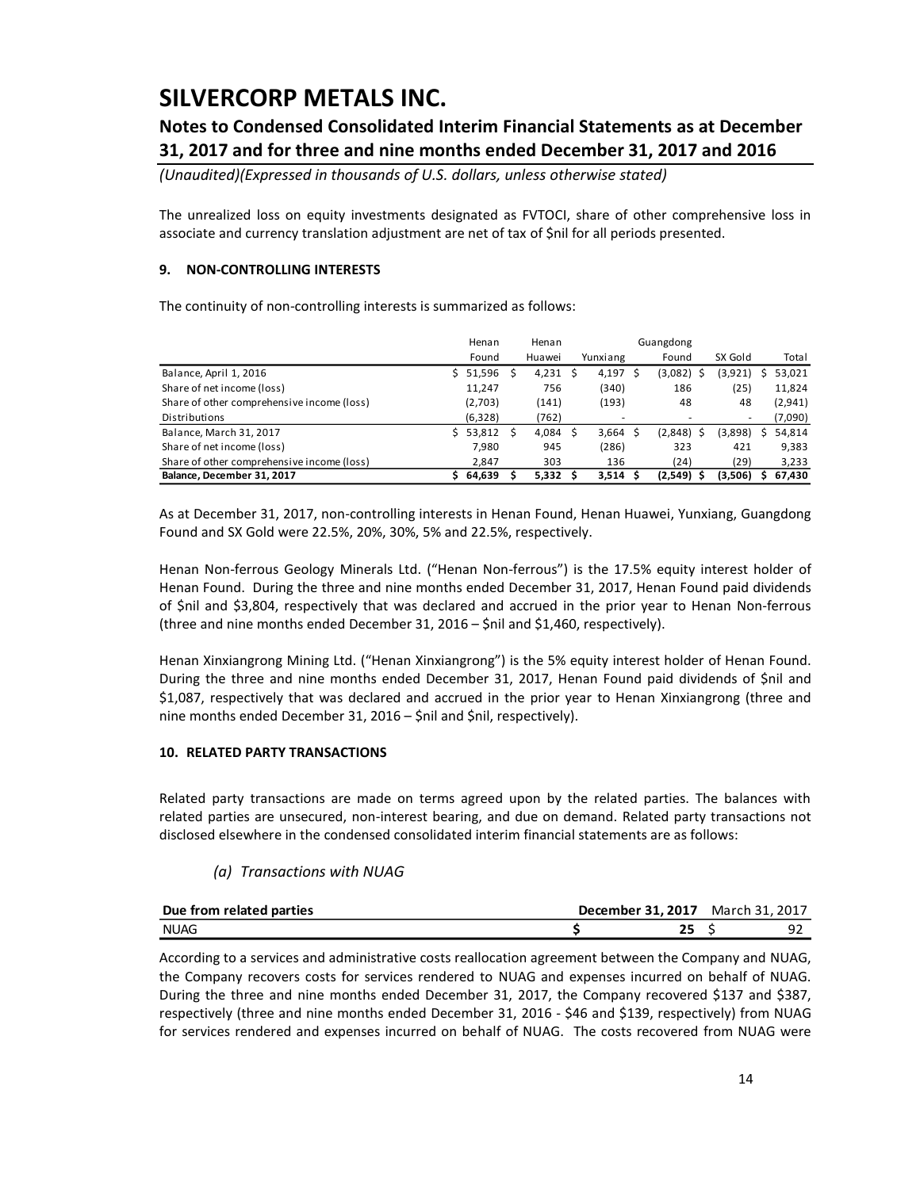The unrealized loss on equity investments designated as FVTOCI, share of other comprehensive loss in associate and currency translation adjustment are net of tax of $nil for all periods presented.

## 9. NON-CONTROLLING INTERESTS

The continuity of non-controlling interests is summarized as follows:

| | Henan Found | Henan Huawei | Yunxiang | Guangdong Found | SX Gold | Total |
|---|---|---|---|---|---|---|
| Balance, April 1, 2016 | $ 51,596 | $ 4,231 | $ 4,197 | $ (3,082) | $ (3,921) | $ 53,021 |
| Share of net income (loss) | 11,247 | 756 | (340) | 186 | (25) | 11,824 |
| Share of other comprehensive income (loss) | (2,703) | (141) | (193) | 48 | 48 | (2,941) |
| Distributions | (6,328) | (762) | - | - | - | (7,090) |
| Balance, March 31, 2017 | $ 53,812 | $ 4,084 | $ 3,664 | $ (2,848) | $ (3,898) | $ 54,814 |
| Share of net income (loss) | 7,980 | 945 | (286) | 323 | 421 | 9,383 |
| Share of other comprehensive income (loss) | 2,847 | 303 | 136 | (24) | (29) | 3,233 |
| **Balance, December 31, 2017** | **$ 64,639** | **$ 5,332** | **$ 3,514** | **$ (2,549)** | **$ (3,506)** | **$ 67,430** |

As at December 31, 2017, non-controlling interests in Henan Found, Henan Huawei, Yunxiang, Guangdong Found and SX Gold were 22.5%, 20%, 30%, 5% and 22.5%, respectively.

Henan Non-ferrous Geology Minerals Ltd. ("Henan Non-ferrous") is the 17.5% equity interest holder of Henan Found. During the three and nine months ended December 31, 2017, Henan Found paid dividends of $nil and $3,804, respectively that was declared and accrued in the prior year to Henan Non-ferrous (three and nine months ended December 31, 2016 – $nil and $1,460, respectively).

Henan Xinxiangrong Mining Ltd. ("Henan Xinxiangrong") is the 5% equity interest holder of Henan Found. During the three and nine months ended December 31, 2017, Henan Found paid dividends of $nil and $1,087, respectively that was declared and accrued in the prior year to Henan Xinxiangrong (three and nine months ended December 31, 2016 – $nil and $nil, respectively).

## 10. RELATED PARTY TRANSACTIONS

Related party transactions are made on terms agreed upon by the related parties. The balances with related parties are unsecured, non-interest bearing, and due on demand. Related party transactions not disclosed elsewhere in the condensed consolidated interim financial statements are as follows:

### *(a) Transactions with NUAG*

| **Due from related parties** | **December 31, 2017** | March 31, 2017 |
|---|---|---|
| NUAG | **$ 25** | $ 92 |

According to a services and administrative costs reallocation agreement between the Company and NUAG, the Company recovers costs for services rendered to NUAG and expenses incurred on behalf of NUAG. During the three and nine months ended December 31, 2017, the Company recovered $137 and $387, respectively (three and nine months ended December 31, 2016 - $46 and $139, respectively) from NUAG for services rendered and expenses incurred on behalf of NUAG. The costs recovered from NUAG were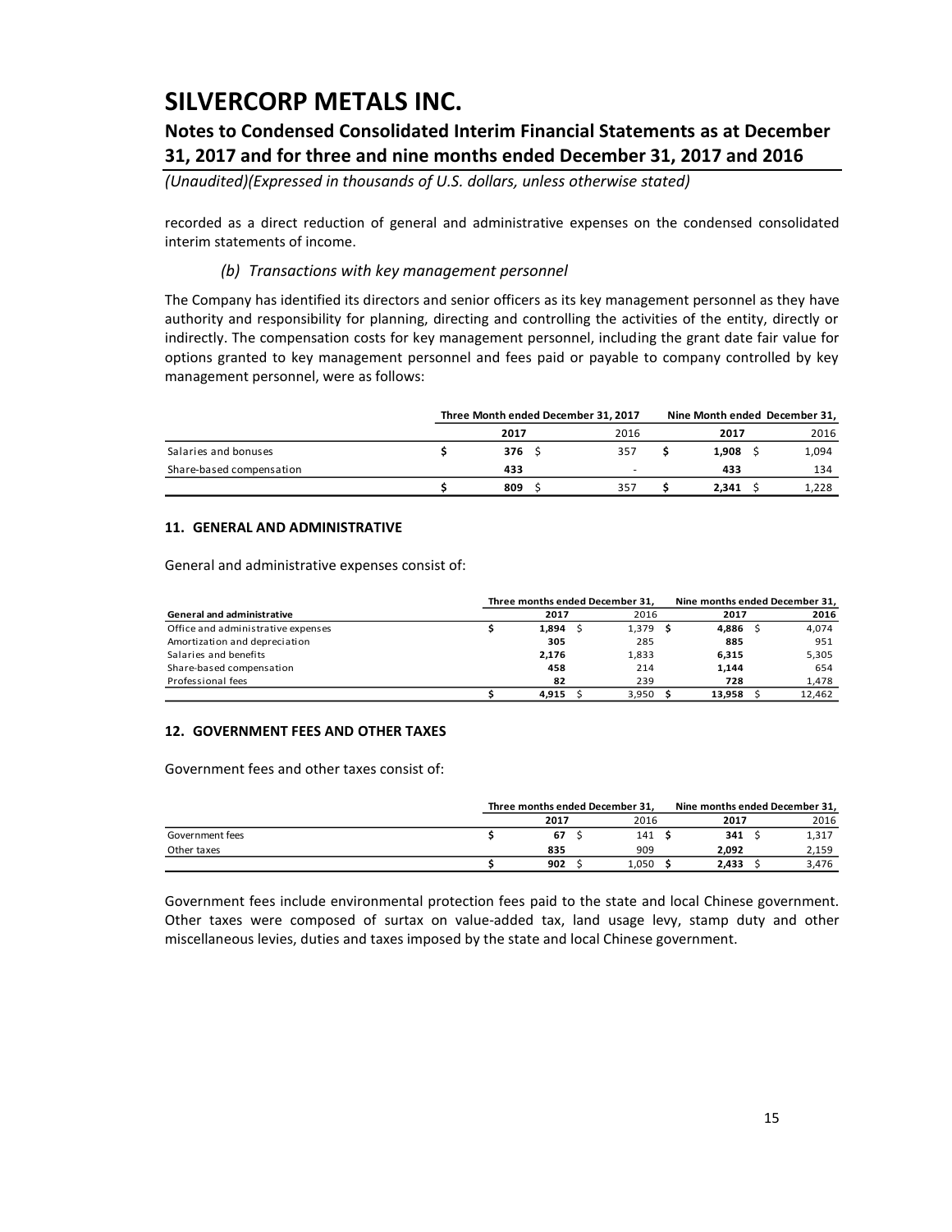recorded as a direct reduction of general and administrative expenses on the condensed consolidated interim statements of income.

### *(b) Transactions with key management personnel*

The Company has identified its directors and senior officers as its key management personnel as they have authority and responsibility for planning, directing and controlling the activities of the entity, directly or indirectly. The compensation costs for key management personnel, including the grant date fair value for options granted to key management personnel and fees paid or payable to company controlled by key management personnel, were as follows:

| | Three Month ended December 31, 2017 | | Nine Month ended December 31, | |
|---|---|---|---|---|
| | **2017** | 2016 | **2017** | 2016 |
| Salaries and bonuses | **$ 376** | $ 357 | **$ 1,908** | $ 1,094 |
| Share-based compensation | **433** | - | **433** | 134 |
| | **$ 809** | $ 357 | **$ 2,341** | $ 1,228 |

## 11. GENERAL AND ADMINISTRATIVE

General and administrative expenses consist of:

| | Three months ended December 31, | | Nine months ended December 31, | |
|---|---|---|---|---|
| **General and administrative** | **2017** | 2016 | **2017** | **2016** |
| Office and administrative expenses | **$ 1,894** | $ 1,379 | **$ 4,886** | $ 4,074 |
| Amortization and depreciation | **305** | 285 | **885** | 951 |
| Salaries and benefits | **2,176** | 1,833 | **6,315** | 5,305 |
| Share-based compensation | **458** | 214 | **1,144** | 654 |
| Professional fees | **82** | 239 | **728** | 1,478 |
| | **$ 4,915** | $ 3,950 | **$ 13,958** | $ 12,462 |

## 12. GOVERNMENT FEES AND OTHER TAXES

Government fees and other taxes consist of:

| | Three months ended December 31, | | Nine months ended December 31, | |
|---|---|---|---|---|
| | **2017** | 2016 | **2017** | 2016 |
| Government fees | **$ 67** | $ 141 | **$ 341** | $ 1,317 |
| Other taxes | **835** | 909 | **2,092** | 2,159 |
| | **$ 902** | $ 1,050 | **$ 2,433** | $ 3,476 |

Government fees include environmental protection fees paid to the state and local Chinese government. Other taxes were composed of surtax on value-added tax, land usage levy, stamp duty and other miscellaneous levies, duties and taxes imposed by the state and local Chinese government.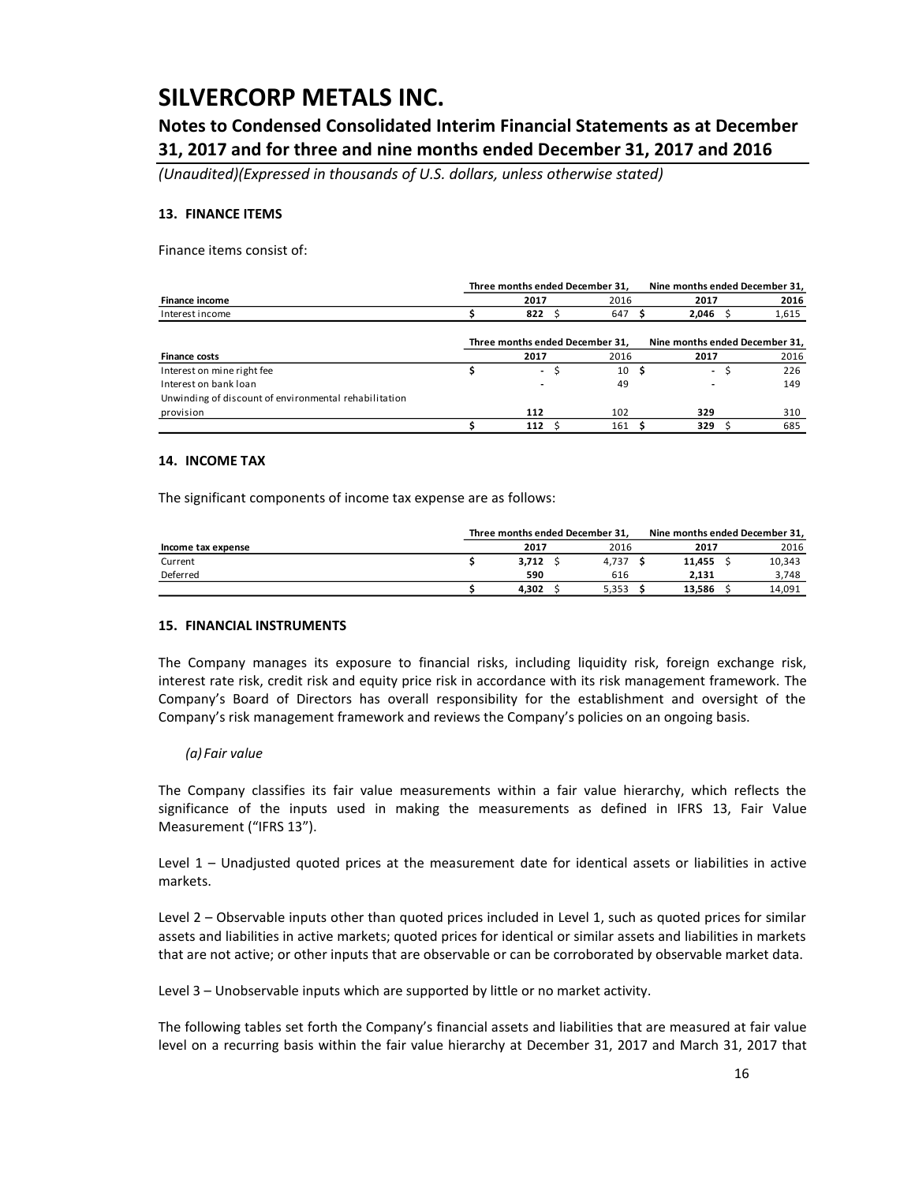# SILVERCORP METALS INC.

## Notes to Condensed Consolidated Interim Financial Statements as at December 31, 2017 and for three and nine months ended December 31, 2017 and 2016

*(Unaudited)(Expressed in thousands of U.S. dollars, unless otherwise stated)*

### 13. FINANCE ITEMS

Finance items consist of:

| | Three months ended December 31, | | Nine months ended December 31, | |
|---|---|---|---|---|
| **Finance income** | **2017** | 2016 | **2017** | 2016 |
| Interest income | **$ 822** | $ 647 | **$ 2,046** | $ 1,615 |

| | Three months ended December 31, | | Nine months ended December 31, | |
|---|---|---|---|---|
| **Finance costs** | **2017** | 2016 | **2017** | 2016 |
| Interest on mine right fee | **$ -** | $ 10 | **$ -** | $ 226 |
| Interest on bank loan | **-** | 49 | **-** | 149 |
| Unwinding of discount of environmental rehabilitation provision | **112** | 102 | **329** | 310 |
| | **$ 112** | $ 161 | **$ 329** | $ 685 |

### 14. INCOME TAX

The significant components of income tax expense are as follows:

| | Three months ended December 31, | | Nine months ended December 31, | |
|---|---|---|---|---|
| **Income tax expense** | **2017** | 2016 | **2017** | 2016 |
| Current | **$ 3,712** | $ 4,737 | **$ 11,455** | $ 10,343 |
| Deferred | **590** | 616 | **2,131** | 3,748 |
| | **$ 4,302** | $ 5,353 | **$ 13,586** | $ 14,091 |

### 15. FINANCIAL INSTRUMENTS

The Company manages its exposure to financial risks, including liquidity risk, foreign exchange risk, interest rate risk, credit risk and equity price risk in accordance with its risk management framework. The Company's Board of Directors has overall responsibility for the establishment and oversight of the Company's risk management framework and reviews the Company's policies on an ongoing basis.

*(a) Fair value*

The Company classifies its fair value measurements within a fair value hierarchy, which reflects the significance of the inputs used in making the measurements as defined in IFRS 13, Fair Value Measurement ("IFRS 13").

Level 1 – Unadjusted quoted prices at the measurement date for identical assets or liabilities in active markets.

Level 2 – Observable inputs other than quoted prices included in Level 1, such as quoted prices for similar assets and liabilities in active markets; quoted prices for identical or similar assets and liabilities in markets that are not active; or other inputs that are observable or can be corroborated by observable market data.

Level 3 – Unobservable inputs which are supported by little or no market activity.

The following tables set forth the Company's financial assets and liabilities that are measured at fair value level on a recurring basis within the fair value hierarchy at December 31, 2017 and March 31, 2017 that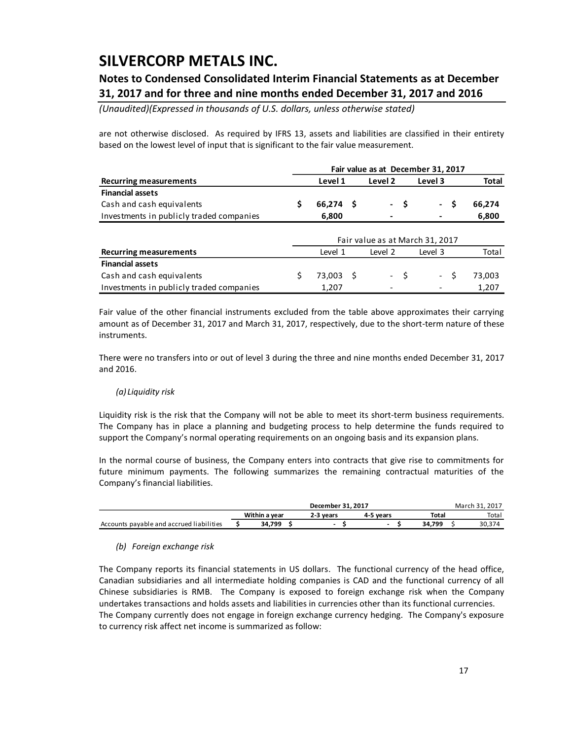are not otherwise disclosed. As required by IFRS 13, assets and liabilities are classified in their entirety based on the lowest level of input that is significant to the fair value measurement.

| | Fair value as at December 31, 2017 | | | |
|---|---|---|---|---|
| **Recurring measurements** | **Level 1** | **Level 2** | **Level 3** | **Total** |
| **Financial assets** | | | | |
| Cash and cash equivalents | **$ 66,274** | **$ -** | **$ -** | **$ 66,274** |
| Investments in publicly traded companies | **6,800** | **-** | **-** | **6,800** |

| | Fair value as at March 31, 2017 | | | |
|---|---|---|---|---|
| **Recurring measurements** | Level 1 | Level 2 | Level 3 | Total |
| **Financial assets** | | | | |
| Cash and cash equivalents | $ 73,003 | $ - | $ - | $ 73,003 |
| Investments in publicly traded companies | 1,207 | - | - | 1,207 |

Fair value of the other financial instruments excluded from the table above approximates their carrying amount as of December 31, 2017 and March 31, 2017, respectively, due to the short-term nature of these instruments.

There were no transfers into or out of level 3 during the three and nine months ended December 31, 2017 and 2016.

*(a) Liquidity risk*

Liquidity risk is the risk that the Company will not be able to meet its short-term business requirements. The Company has in place a planning and budgeting process to help determine the funds required to support the Company's normal operating requirements on an ongoing basis and its expansion plans.

In the normal course of business, the Company enters into contracts that give rise to commitments for future minimum payments. The following summarizes the remaining contractual maturities of the Company's financial liabilities.

| | December 31, 2017 | | | | March 31, 2017 |
|---|---|---|---|---|---|
| | **Within a year** | **2-3 years** | **4-5 years** | **Total** | Total |
| Accounts payable and accrued liabilities | **$ 34,799** | **$ -** | **$ -** | **$ 34,799** | $ 30,374 |

*(b) Foreign exchange risk*

The Company reports its financial statements in US dollars. The functional currency of the head office, Canadian subsidiaries and all intermediate holding companies is CAD and the functional currency of all Chinese subsidiaries is RMB. The Company is exposed to foreign exchange risk when the Company undertakes transactions and holds assets and liabilities in currencies other than its functional currencies. The Company currently does not engage in foreign exchange currency hedging. The Company's exposure to currency risk affect net income is summarized as follow: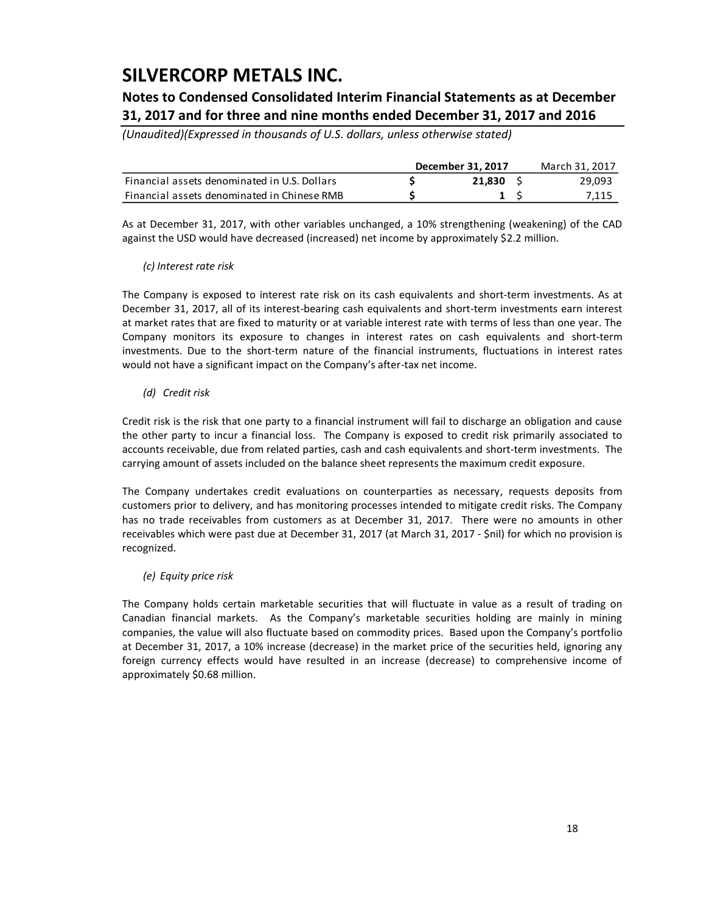|  | December 31, 2017 | March 31, 2017 |
| --- | --- | --- |
| Financial assets denominated in U.S. Dollars | $ **21,830** | $ 29,093 |
| Financial assets denominated in Chinese RMB | $ **1** | $ 7,115 |

As at December 31, 2017, with other variables unchanged, a 10% strengthening (weakening) of the CAD against the USD would have decreased (increased) net income by approximately $2.2 million.

*(c) Interest rate risk*

The Company is exposed to interest rate risk on its cash equivalents and short-term investments. As at December 31, 2017, all of its interest-bearing cash equivalents and short-term investments earn interest at market rates that are fixed to maturity or at variable interest rate with terms of less than one year. The Company monitors its exposure to changes in interest rates on cash equivalents and short-term investments. Due to the short-term nature of the financial instruments, fluctuations in interest rates would not have a significant impact on the Company's after-tax net income.

*(d) Credit risk*

Credit risk is the risk that one party to a financial instrument will fail to discharge an obligation and cause the other party to incur a financial loss. The Company is exposed to credit risk primarily associated to accounts receivable, due from related parties, cash and cash equivalents and short-term investments. The carrying amount of assets included on the balance sheet represents the maximum credit exposure.

The Company undertakes credit evaluations on counterparties as necessary, requests deposits from customers prior to delivery, and has monitoring processes intended to mitigate credit risks. The Company has no trade receivables from customers as at December 31, 2017. There were no amounts in other receivables which were past due at December 31, 2017 (at March 31, 2017 - $nil) for which no provision is recognized.

*(e) Equity price risk*

The Company holds certain marketable securities that will fluctuate in value as a result of trading on Canadian financial markets. As the Company's marketable securities holding are mainly in mining companies, the value will also fluctuate based on commodity prices. Based upon the Company's portfolio at December 31, 2017, a 10% increase (decrease) in the market price of the securities held, ignoring any foreign currency effects would have resulted in an increase (decrease) to comprehensive income of approximately $0.68 million.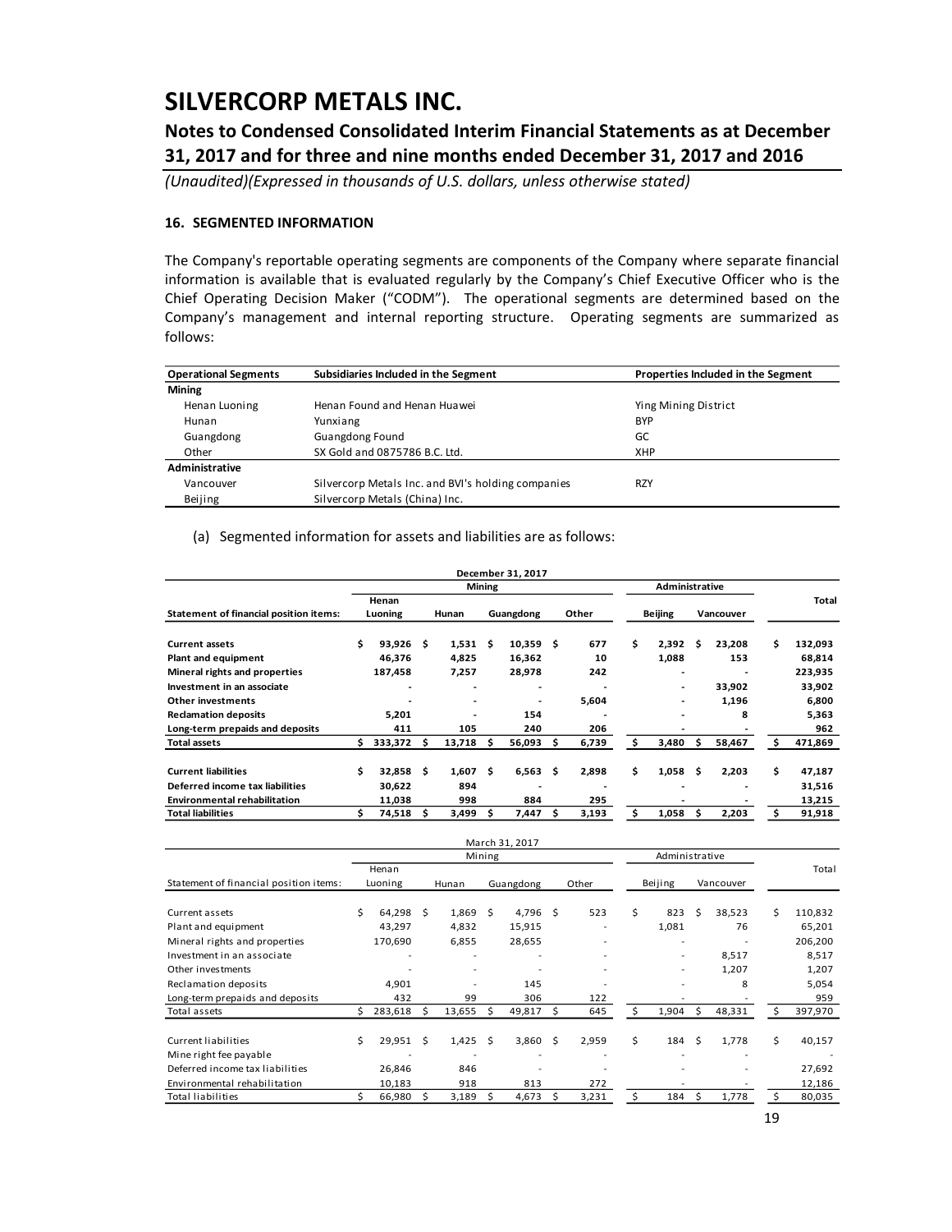# SILVERCORP METALS INC.

## Notes to Condensed Consolidated Interim Financial Statements as at December 31, 2017 and for three and nine months ended December 31, 2017 and 2016

*(Unaudited)(Expressed in thousands of U.S. dollars, unless otherwise stated)*

### 16. SEGMENTED INFORMATION

The Company's reportable operating segments are components of the Company where separate financial information is available that is evaluated regularly by the Company's Chief Executive Officer who is the Chief Operating Decision Maker ("CODM"). The operational segments are determined based on the Company's management and internal reporting structure. Operating segments are summarized as follows:

| Operational Segments | Subsidiaries Included in the Segment | Properties Included in the Segment |
|---|---|---|
| **Mining** | | |
| Henan Luoning | Henan Found and Henan Huawei | Ying Mining District |
| Hunan | Yunxiang | BYP |
| Guangdong | Guangdong Found | GC |
| Other | SX Gold and 0875786 B.C. Ltd. | XHP |
| **Administrative** | | |
| Vancouver | Silvercorp Metals Inc. and BVI's holding companies | RZY |
| Beijing | Silvercorp Metals (China) Inc. | |

(a) Segmented information for assets and liabilities are as follows:

| December 31, 2017 | Mining | | | | Administrative | | |
|---|---|---|---|---|---|---|---|
| **Statement of financial position items:** | **Henan Luoning** | **Hunan** | **Guangdong** | **Other** | **Beijing** | **Vancouver** | **Total** |
| **Current assets** | $ 93,926 | $ 1,531 | $ 10,359 | $ 677 | $ 2,392 | $ 23,208 | $ 132,093 |
| **Plant and equipment** | 46,376 | 4,825 | 16,362 | 10 | 1,088 | 153 | 68,814 |
| **Mineral rights and properties** | 187,458 | 7,257 | 28,978 | 242 | - | - | 223,935 |
| **Investment in an associate** | - | - | - | - | - | 33,902 | 33,902 |
| **Other investments** | - | - | - | 5,604 | - | 1,196 | 6,800 |
| **Reclamation deposits** | 5,201 | - | 154 | - | - | 8 | 5,363 |
| **Long-term prepaids and deposits** | 411 | 105 | 240 | 206 | - | - | 962 |
| **Total assets** | $ 333,372 | $ 13,718 | $ 56,093 | $ 6,739 | $ 3,480 | $ 58,467 | $ 471,869 |
| | | | | | | | |
| **Current liabilities** | $ 32,858 | $ 1,607 | $ 6,563 | $ 2,898 | $ 1,058 | $ 2,203 | $ 47,187 |
| **Deferred income tax liabilities** | 30,622 | 894 | - | - | - | - | 31,516 |
| **Environmental rehabilitation** | 11,038 | 998 | 884 | 295 | - | - | 13,215 |
| **Total liabilities** | $ 74,518 | $ 3,499 | $ 7,447 | $ 3,193 | $ 1,058 | $ 2,203 | $ 91,918 |

| March 31, 2017 | Mining | | | | Administrative | | |
|---|---|---|---|---|---|---|---|
| Statement of financial position items: | Henan Luoning | Hunan | Guangdong | Other | Beijing | Vancouver | Total |
| Current assets | $ 64,298 | $ 1,869 | $ 4,796 | $ 523 | $ 823 | $ 38,523 | $ 110,832 |
| Plant and equipment | 43,297 | 4,832 | 15,915 | - | 1,081 | 76 | 65,201 |
| Mineral rights and properties | 170,690 | 6,855 | 28,655 | - | - | - | 206,200 |
| Investment in an associate | - | - | - | - | - | 8,517 | 8,517 |
| Other investments | - | - | - | - | - | 1,207 | 1,207 |
| Reclamation deposits | 4,901 | - | 145 | - | - | 8 | 5,054 |
| Long-term prepaids and deposits | 432 | 99 | 306 | 122 | - | - | 959 |
| Total assets | $ 283,618 | $ 13,655 | $ 49,817 | $ 645 | $ 1,904 | $ 48,331 | $ 397,970 |
| | | | | | | | |
| Current liabilities | $ 29,951 | $ 1,425 | $ 3,860 | $ 2,959 | $ 184 | $ 1,778 | $ 40,157 |
| Mine right fee payable | - | - | - | - | - | - | - |
| Deferred income tax liabilities | 26,846 | 846 | - | - | - | - | 27,692 |
| Environmental rehabilitation | 10,183 | 918 | 813 | 272 | - | - | 12,186 |
| Total liabilities | $ 66,980 | $ 3,189 | $ 4,673 | $ 3,231 | $ 184 | $ 1,778 | $ 80,035 |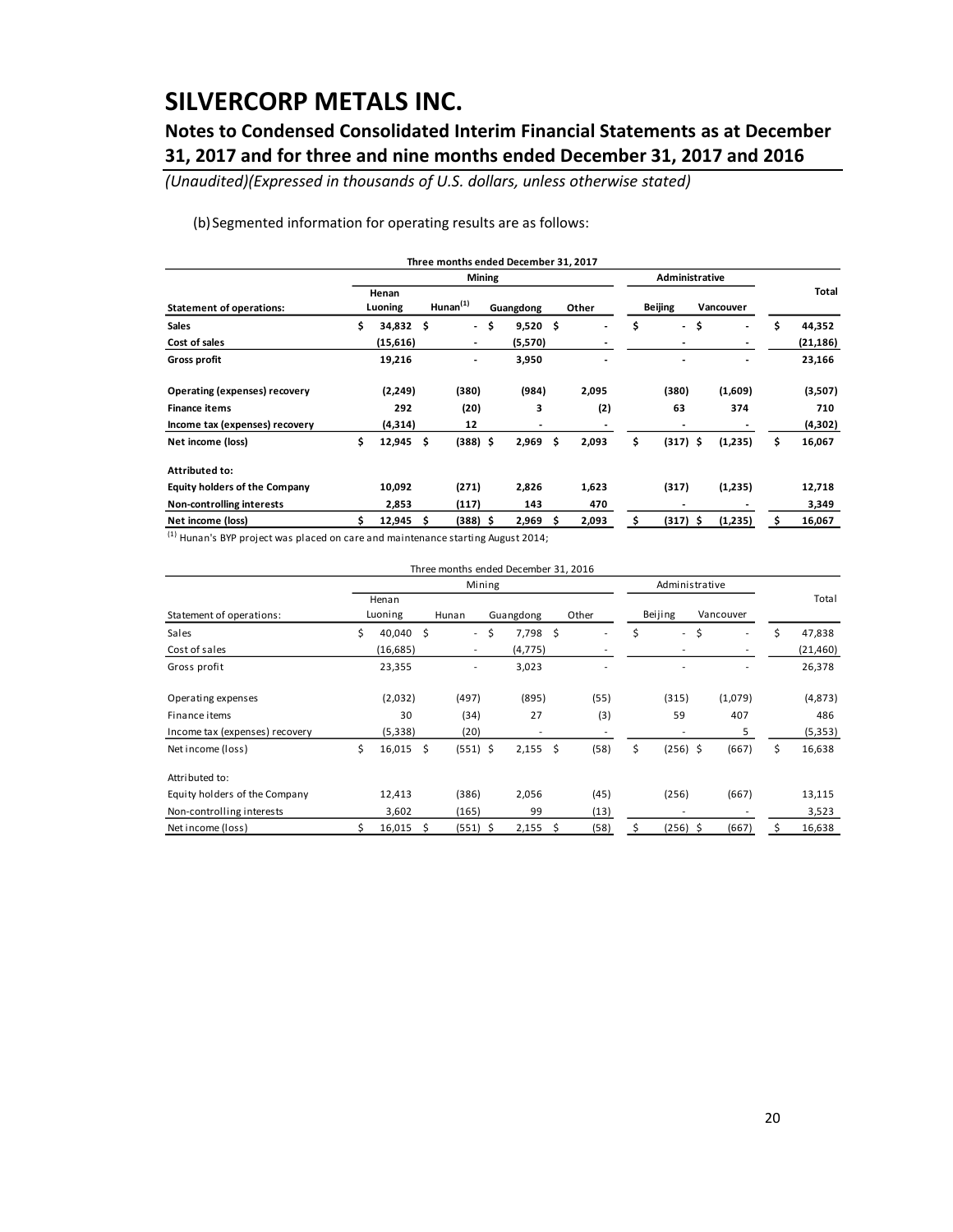# SILVERCORP METALS INC.

## Notes to Condensed Consolidated Interim Financial Statements as at December 31, 2017 and for three and nine months ended December 31, 2017 and 2016

*(Unaudited)(Expressed in thousands of U.S. dollars, unless otherwise stated)*

(b) Segmented information for operating results are as follows:

| Three months ended December 31, 2017 | Mining | | | | Administrative | | |
|---|---|---|---|---|---|---|---|
| **Statement of operations:** | **Henan Luoning** | **Hunan[(1)]** | **Guangdong** | **Other** | **Beijing** | **Vancouver** | **Total** |
| **Sales** | $ 34,832 | $ - | $ 9,520 | $ - | $ - | $ - | $ 44,352 |
| **Cost of sales** | (15,616) | - | (5,570) | - | - | - | (21,186) |
| **Gross profit** | 19,216 | - | 3,950 | - | - | - | 23,166 |
| **Operating (expenses) recovery** | (2,249) | (380) | (984) | 2,095 | (380) | (1,609) | (3,507) |
| **Finance items** | 292 | (20) | 3 | (2) | 63 | 374 | 710 |
| **Income tax (expenses) recovery** | (4,314) | 12 | - | - | - | - | (4,302) |
| **Net income (loss)** | $ 12,945 | $ (388) | $ 2,969 | $ 2,093 | $ (317) | $ (1,235) | $ 16,067 |
| **Attributed to:** | | | | | | | |
| **Equity holders of the Company** | 10,092 | (271) | 2,826 | 1,623 | (317) | (1,235) | 12,718 |
| **Non-controlling interests** | 2,853 | (117) | 143 | 470 | - | - | 3,349 |
| **Net income (loss)** | $ 12,945 | $ (388) | $ 2,969 | $ 2,093 | $ (317) | $ (1,235) | $ 16,067 |

(1) Hunan's BYP project was placed on care and maintenance starting August 2014;

| Three months ended December 31, 2016 | Mining | | | | Administrative | | |
|---|---|---|---|---|---|---|---|
| Statement of operations: | Henan Luoning | Hunan | Guangdong | Other | Beijing | Vancouver | Total |
| Sales | $ 40,040 | $ - | $ 7,798 | $ - | $ - | $ - | $ 47,838 |
| Cost of sales | (16,685) | - | (4,775) | - | - | - | (21,460) |
| Gross profit | 23,355 | - | 3,023 | - | - | - | 26,378 |
| Operating expenses | (2,032) | (497) | (895) | (55) | (315) | (1,079) | (4,873) |
| Finance items | 30 | (34) | 27 | (3) | 59 | 407 | 486 |
| Income tax (expenses) recovery | (5,338) | (20) | - | - | - | 5 | (5,353) |
| Net income (loss) | $ 16,015 | $ (551) | $ 2,155 | $ (58) | $ (256) | $ (667) | $ 16,638 |
| Attributed to: | | | | | | | |
| Equity holders of the Company | 12,413 | (386) | 2,056 | (45) | (256) | (667) | 13,115 |
| Non-controlling interests | 3,602 | (165) | 99 | (13) | - | - | 3,523 |
| Net income (loss) | $ 16,015 | $ (551) | $ 2,155 | $ (58) | $ (256) | $ (667) | $ 16,638 |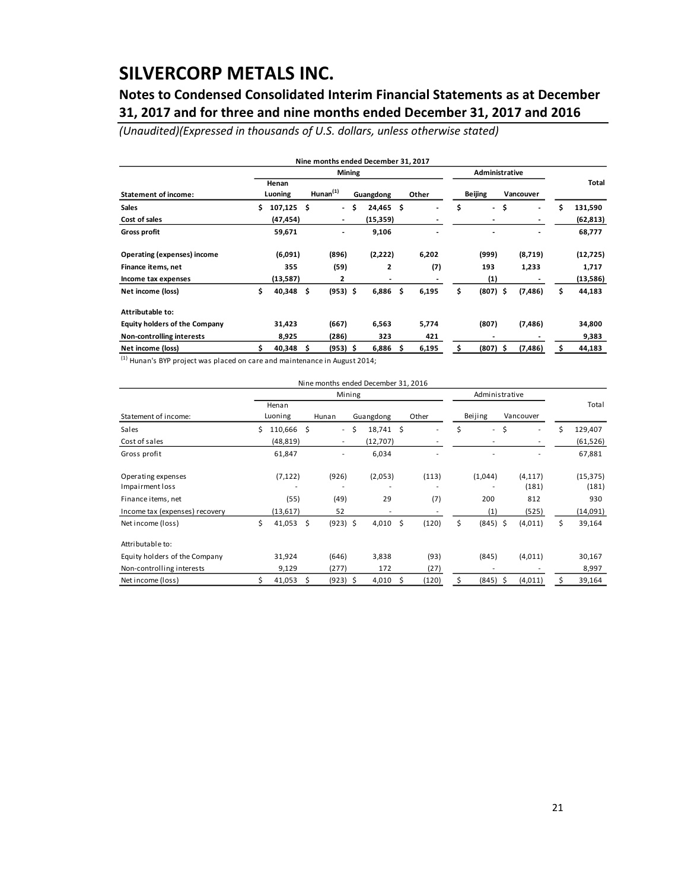# SILVERCORP METALS INC.

## Notes to Condensed Consolidated Interim Financial Statements as at December 31, 2017 and for three and nine months ended December 31, 2017 and 2016

*(Unaudited)(Expressed in thousands of U.S. dollars, unless otherwise stated)*

| Nine months ended December 31, 2017 | | | | | | | |
|---|---|---|---|---|---|---|---|
| | **Mining** | | | | **Administrative** | | **Total** |
| **Statement of income:** | **Henan Luoning** | **Hunan[1]** | **Guangdong** | **Other** | **Beijing** | **Vancouver** | |
| **Sales** | $ 107,125 | $ - | $ 24,465 | $ - | $ - | $ - | $ 131,590 |
| **Cost of sales** | (47,454) | - | (15,359) | - | - | - | (62,813) |
| **Gross profit** | 59,671 | - | 9,106 | - | - | - | 68,777 |
| **Operating (expenses) income** | (6,091) | (896) | (2,222) | 6,202 | (999) | (8,719) | (12,725) |
| **Finance items, net** | 355 | (59) | 2 | (7) | 193 | 1,233 | 1,717 |
| **Income tax expenses** | (13,587) | 2 | - | - | (1) | - | (13,586) |
| **Net income (loss)** | $ 40,348 | $ (953) | $ 6,886 | $ 6,195 | $ (807) | $ (7,486) | $ 44,183 |
| **Attributable to:** | | | | | | | |
| **Equity holders of the Company** | 31,423 | (667) | 6,563 | 5,774 | (807) | (7,486) | 34,800 |
| **Non-controlling interests** | 8,925 | (286) | 323 | 421 | - | - | 9,383 |
| **Net income (loss)** | $ 40,348 | $ (953) | $ 6,886 | $ 6,195 | $ (807) | $ (7,486) | $ 44,183 |

[1] Hunan's BYP project was placed on care and maintenance in August 2014;

| Nine months ended December 31, 2016 | | | | | | | |
|---|---|---|---|---|---|---|---|
| | Mining | | | | Administrative | | Total |
| Statement of income: | Henan Luoning | Hunan | Guangdong | Other | Beijing | Vancouver | |
| Sales | $ 110,666 | $ - | $ 18,741 | $ - | $ - | $ - | $ 129,407 |
| Cost of sales | (48,819) | - | (12,707) | - | - | - | (61,526) |
| Gross profit | 61,847 | - | 6,034 | - | - | - | 67,881 |
| Operating expenses | (7,122) | (926) | (2,053) | (113) | (1,044) | (4,117) | (15,375) |
| Impairment loss | - | - | - | - | - | (181) | (181) |
| Finance items, net | (55) | (49) | 29 | (7) | 200 | 812 | 930 |
| Income tax (expenses) recovery | (13,617) | 52 | - | - | (1) | (525) | (14,091) |
| Net income (loss) | $ 41,053 | $ (923) | $ 4,010 | $ (120) | $ (845) | $ (4,011) | $ 39,164 |
| Attributable to: | | | | | | | |
| Equity holders of the Company | 31,924 | (646) | 3,838 | (93) | (845) | (4,011) | 30,167 |
| Non-controlling interests | 9,129 | (277) | 172 | (27) | - | - | 8,997 |
| Net income (loss) | $ 41,053 | $ (923) | $ 4,010 | $ (120) | $ (845) | $ (4,011) | $ 39,164 |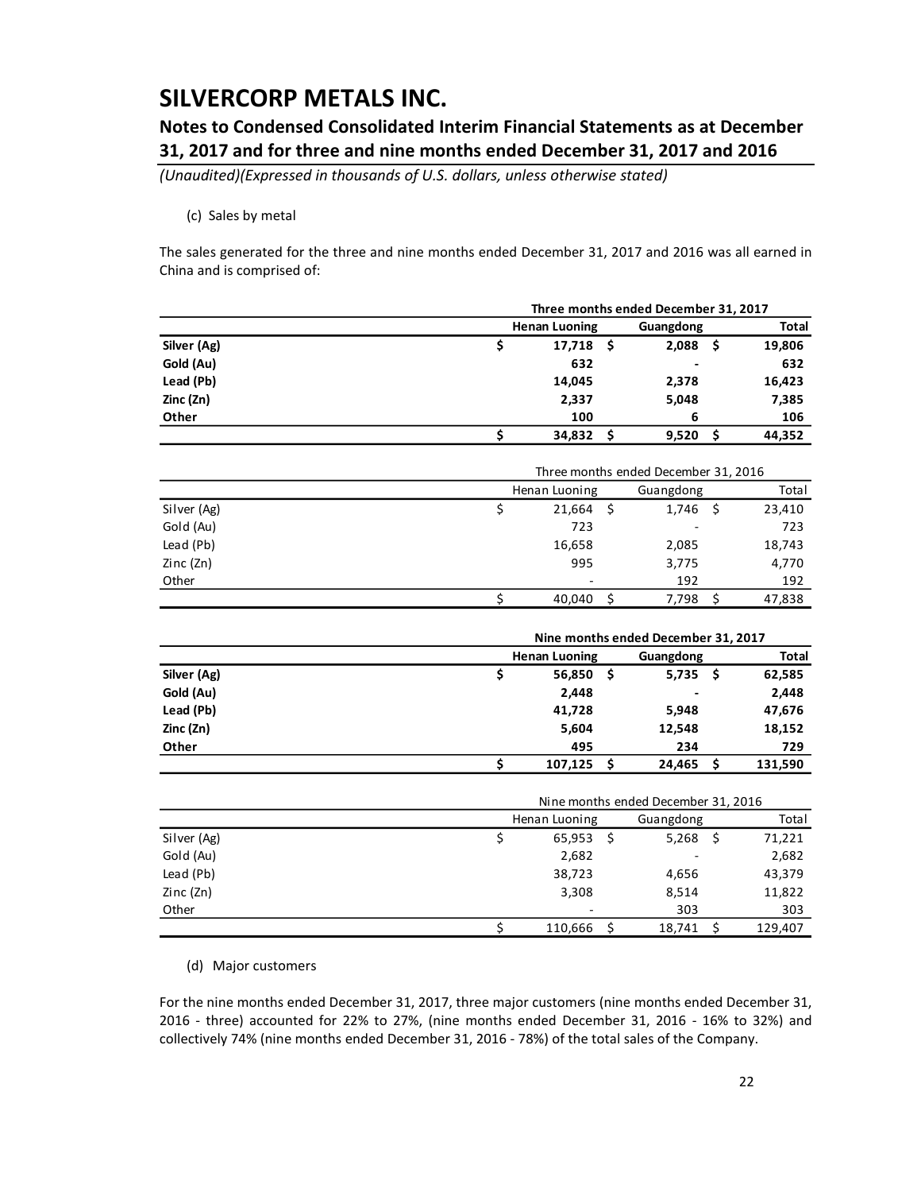# SILVERCORP METALS INC.

## Notes to Condensed Consolidated Interim Financial Statements as at December 31, 2017 and for three and nine months ended December 31, 2017 and 2016

*(Unaudited)(Expressed in thousands of U.S. dollars, unless otherwise stated)*

(c) Sales by metal

The sales generated for the three and nine months ended December 31, 2017 and 2016 was all earned in China and is comprised of:

| | Three months ended December 31, 2017 | | |
|---|---|---|---|
| | **Henan Luoning** | **Guangdong** | **Total** |
| **Silver (Ag)** | **$ 17,718** | **$ 2,088** | **$ 19,806** |
| **Gold (Au)** | **632** | **-** | **632** |
| **Lead (Pb)** | **14,045** | **2,378** | **16,423** |
| **Zinc (Zn)** | **2,337** | **5,048** | **7,385** |
| **Other** | **100** | **6** | **106** |
| | **$ 34,832** | **$ 9,520** | **$ 44,352** |

| | Three months ended December 31, 2016 | | |
|---|---|---|---|
| | Henan Luoning | Guangdong | Total |
| Silver (Ag) | $ 21,664 | $ 1,746 | $ 23,410 |
| Gold (Au) | 723 | - | 723 |
| Lead (Pb) | 16,658 | 2,085 | 18,743 |
| Zinc (Zn) | 995 | 3,775 | 4,770 |
| Other | - | 192 | 192 |
| | $ 40,040 | $ 7,798 | $ 47,838 |

| | Nine months ended December 31, 2017 | | |
|---|---|---|---|
| | **Henan Luoning** | **Guangdong** | **Total** |
| **Silver (Ag)** | **$ 56,850** | **$ 5,735** | **$ 62,585** |
| **Gold (Au)** | **2,448** | **-** | **2,448** |
| **Lead (Pb)** | **41,728** | **5,948** | **47,676** |
| **Zinc (Zn)** | **5,604** | **12,548** | **18,152** |
| **Other** | **495** | **234** | **729** |
| | **$ 107,125** | **$ 24,465** | **$ 131,590** |

| | Nine months ended December 31, 2016 | | |
|---|---|---|---|
| | Henan Luoning | Guangdong | Total |
| Silver (Ag) | $ 65,953 | $ 5,268 | $ 71,221 |
| Gold (Au) | 2,682 | - | 2,682 |
| Lead (Pb) | 38,723 | 4,656 | 43,379 |
| Zinc (Zn) | 3,308 | 8,514 | 11,822 |
| Other | - | 303 | 303 |
| | $ 110,666 | $ 18,741 | $ 129,407 |

(d) Major customers

For the nine months ended December 31, 2017, three major customers (nine months ended December 31, 2016 - three) accounted for 22% to 27%, (nine months ended December 31, 2016 - 16% to 32%) and collectively 74% (nine months ended December 31, 2016 - 78%) of the total sales of the Company.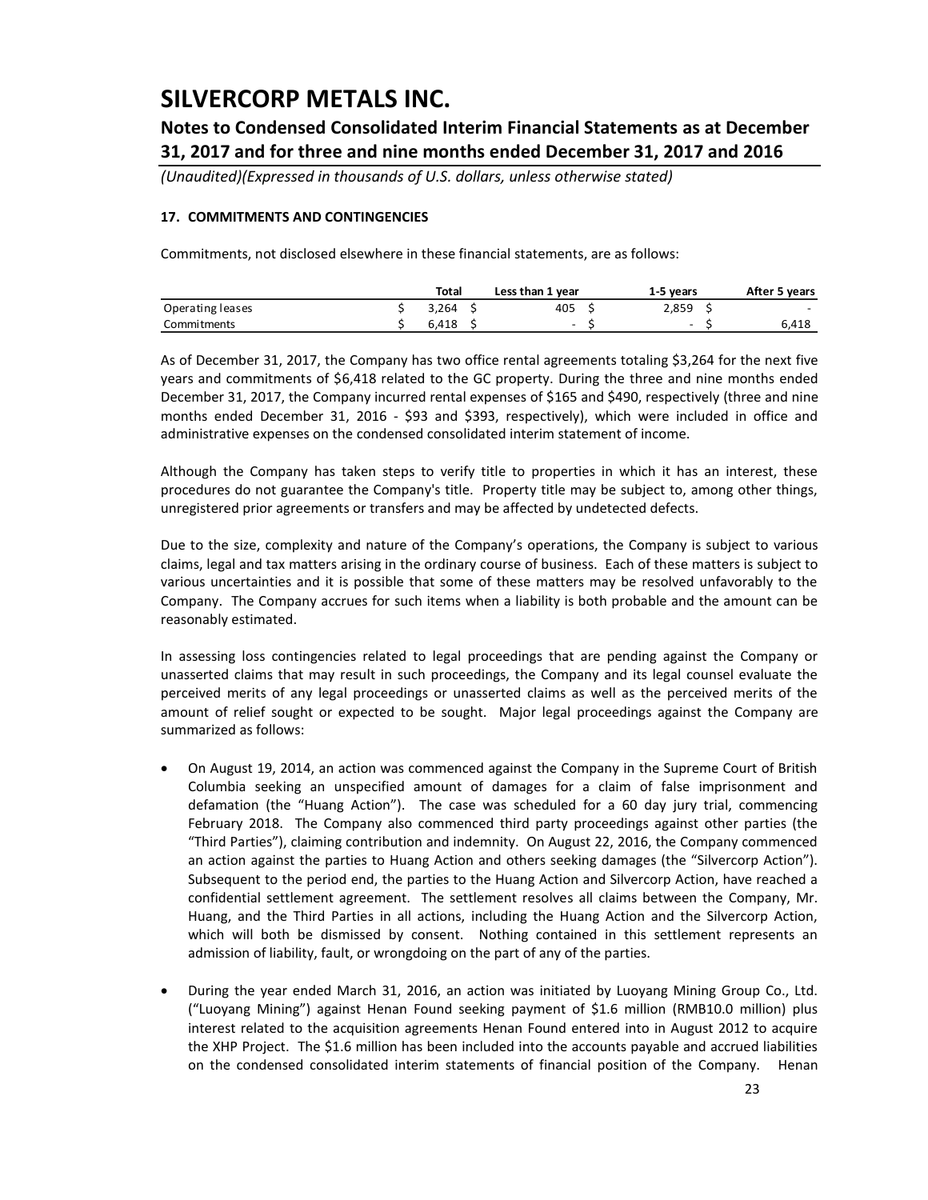# SILVERCORP METALS INC.

## Notes to Condensed Consolidated Interim Financial Statements as at December 31, 2017 and for three and nine months ended December 31, 2017 and 2016

*(Unaudited)(Expressed in thousands of U.S. dollars, unless otherwise stated)*

### 17. COMMITMENTS AND CONTINGENCIES

Commitments, not disclosed elsewhere in these financial statements, are as follows:

| | Total | Less than 1 year | 1-5 years | After 5 years |
|---|---|---|---|---|
| Operating leases | $ 3,264 | $ 405 | $ 2,859 | $ - |
| Commitments | $ 6,418 | $ - | $ - | $ 6,418 |

As of December 31, 2017, the Company has two office rental agreements totaling $3,264 for the next five years and commitments of $6,418 related to the GC property. During the three and nine months ended December 31, 2017, the Company incurred rental expenses of $165 and $490, respectively (three and nine months ended December 31, 2016 - $93 and $393, respectively), which were included in office and administrative expenses on the condensed consolidated interim statement of income.

Although the Company has taken steps to verify title to properties in which it has an interest, these procedures do not guarantee the Company's title. Property title may be subject to, among other things, unregistered prior agreements or transfers and may be affected by undetected defects.

Due to the size, complexity and nature of the Company's operations, the Company is subject to various claims, legal and tax matters arising in the ordinary course of business. Each of these matters is subject to various uncertainties and it is possible that some of these matters may be resolved unfavorably to the Company. The Company accrues for such items when a liability is both probable and the amount can be reasonably estimated.

In assessing loss contingencies related to legal proceedings that are pending against the Company or unasserted claims that may result in such proceedings, the Company and its legal counsel evaluate the perceived merits of any legal proceedings or unasserted claims as well as the perceived merits of the amount of relief sought or expected to be sought. Major legal proceedings against the Company are summarized as follows:

- On August 19, 2014, an action was commenced against the Company in the Supreme Court of British Columbia seeking an unspecified amount of damages for a claim of false imprisonment and defamation (the "Huang Action"). The case was scheduled for a 60 day jury trial, commencing February 2018. The Company also commenced third party proceedings against other parties (the "Third Parties"), claiming contribution and indemnity. On August 22, 2016, the Company commenced an action against the parties to Huang Action and others seeking damages (the "Silvercorp Action"). Subsequent to the period end, the parties to the Huang Action and Silvercorp Action, have reached a confidential settlement agreement. The settlement resolves all claims between the Company, Mr. Huang, and the Third Parties in all actions, including the Huang Action and the Silvercorp Action, which will both be dismissed by consent. Nothing contained in this settlement represents an admission of liability, fault, or wrongdoing on the part of any of the parties.

- During the year ended March 31, 2016, an action was initiated by Luoyang Mining Group Co., Ltd. ("Luoyang Mining") against Henan Found seeking payment of $1.6 million (RMB10.0 million) plus interest related to the acquisition agreements Henan Found entered into in August 2012 to acquire the XHP Project. The $1.6 million has been included into the accounts payable and accrued liabilities on the condensed consolidated interim statements of financial position of the Company. Henan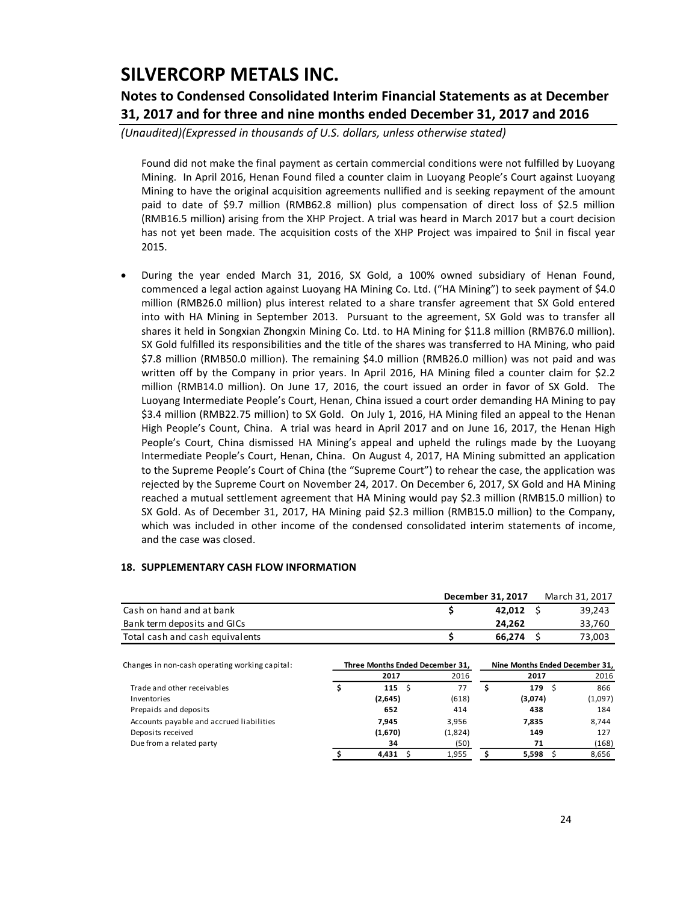Found did not make the final payment as certain commercial conditions were not fulfilled by Luoyang Mining. In April 2016, Henan Found filed a counter claim in Luoyang People's Court against Luoyang Mining to have the original acquisition agreements nullified and is seeking repayment of the amount paid to date of $9.7 million (RMB62.8 million) plus compensation of direct loss of $2.5 million (RMB16.5 million) arising from the XHP Project. A trial was heard in March 2017 but a court decision has not yet been made. The acquisition costs of the XHP Project was impaired to $nil in fiscal year 2015.

- During the year ended March 31, 2016, SX Gold, a 100% owned subsidiary of Henan Found, commenced a legal action against Luoyang HA Mining Co. Ltd. ("HA Mining") to seek payment of $4.0 million (RMB26.0 million) plus interest related to a share transfer agreement that SX Gold entered into with HA Mining in September 2013. Pursuant to the agreement, SX Gold was to transfer all shares it held in Songxian Zhongxin Mining Co. Ltd. to HA Mining for $11.8 million (RMB76.0 million). SX Gold fulfilled its responsibilities and the title of the shares was transferred to HA Mining, who paid $7.8 million (RMB50.0 million). The remaining $4.0 million (RMB26.0 million) was not paid and was written off by the Company in prior years. In April 2016, HA Mining filed a counter claim for $2.2 million (RMB14.0 million). On June 17, 2016, the court issued an order in favor of SX Gold. The Luoyang Intermediate People's Court, Henan, China issued a court order demanding HA Mining to pay $3.4 million (RMB22.75 million) to SX Gold. On July 1, 2016, HA Mining filed an appeal to the Henan High People's Count, China. A trial was heard in April 2017 and on June 16, 2017, the Henan High People's Court, China dismissed HA Mining's appeal and upheld the rulings made by the Luoyang Intermediate People's Court, Henan, China. On August 4, 2017, HA Mining submitted an application to the Supreme People's Court of China (the "Supreme Court") to rehear the case, the application was rejected by the Supreme Court on November 24, 2017. On December 6, 2017, SX Gold and HA Mining reached a mutual settlement agreement that HA Mining would pay $2.3 million (RMB15.0 million) to SX Gold. As of December 31, 2017, HA Mining paid $2.3 million (RMB15.0 million) to the Company, which was included in other income of the condensed consolidated interim statements of income, and the case was closed.

## 18. SUPPLEMENTARY CASH FLOW INFORMATION

| | **December 31, 2017** | March 31, 2017 |
|---|---|---|
| Cash on hand and at bank | **$ 42,012** | $ 39,243 |
| Bank term deposits and GICs | **24,262** | 33,760 |
| Total cash and cash equivalents | **$ 66,274** | $ 73,003 |

| Changes in non-cash operating working capital: | **Three Months Ended December 31,** | | **Nine Months Ended December 31,** | |
|---|---|---|---|---|
| | **2017** | 2016 | **2017** | 2016 |
| Trade and other receivables | **$ 115** | $ 77 | **$ 179** | $ 866 |
| Inventories | **(2,645)** | (618) | **(3,074)** | (1,097) |
| Prepaids and deposits | **652** | 414 | **438** | 184 |
| Accounts payable and accrued liabilities | **7,945** | 3,956 | **7,835** | 8,744 |
| Deposits received | **(1,670)** | (1,824) | **149** | 127 |
| Due from a related party | **34** | (50) | **71** | (168) |
| | **$ 4,431** | $ 1,955 | **$ 5,598** | $ 8,656 |